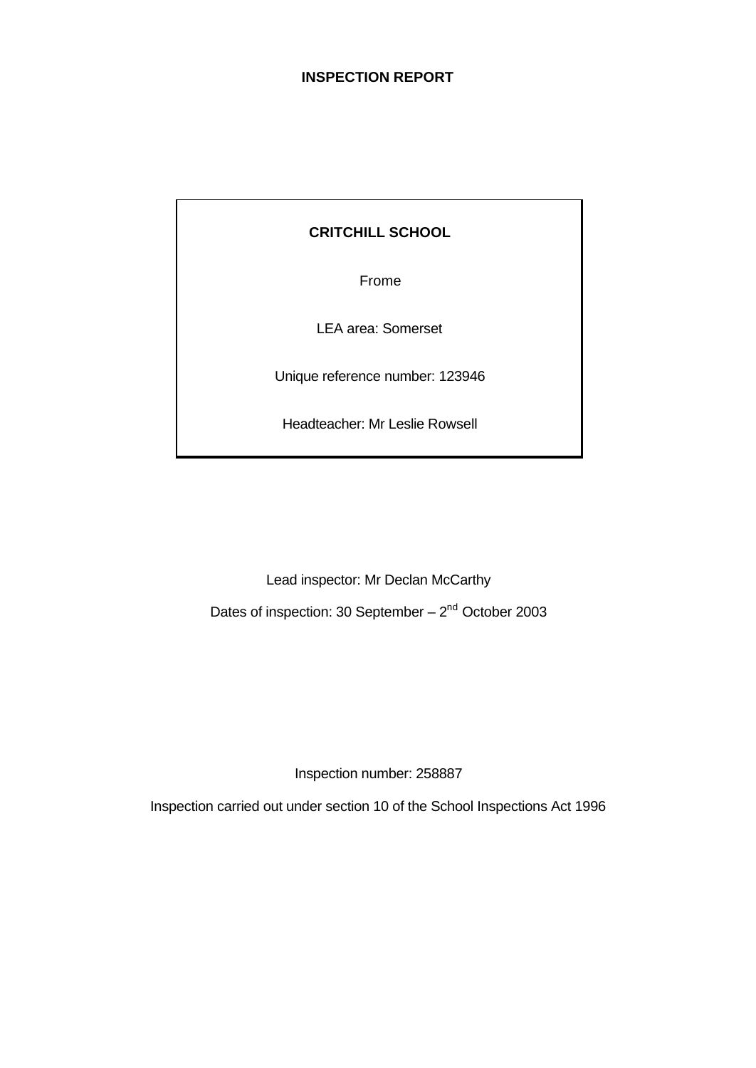# INSPECTION REPORT

**CRITCHILL SCHOOL**

Frome

LEA area: Somerset

Unique reference number: 123946

Headteacher: Mr Leslie Rowsell

Lead inspector: Mr Declan McCarthy

Dates of inspection: 30 September – 2nd October 2003

Inspection number: 258887

Inspection carried out under section 10 of the School Inspections Act 1996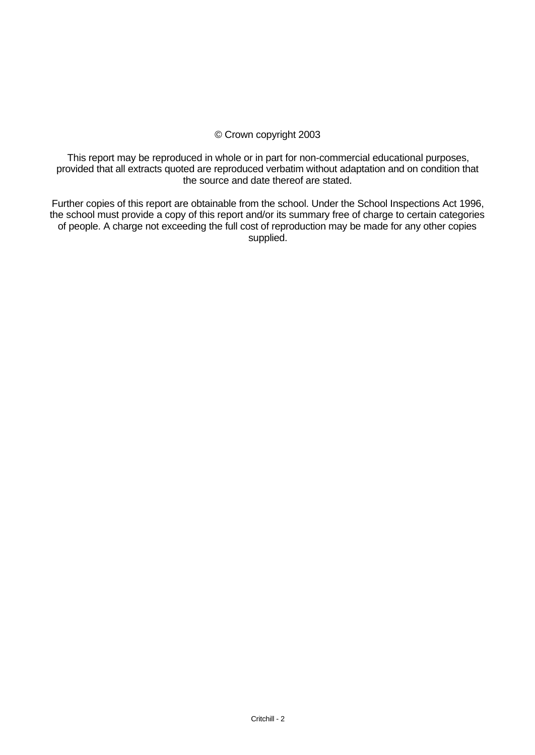© Crown copyright 2003

This report may be reproduced in whole or in part for non-commercial educational purposes, provided that all extracts quoted are reproduced verbatim without adaptation and on condition that the source and date thereof are stated.

Further copies of this report are obtainable from the school. Under the School Inspections Act 1996, the school must provide a copy of this report and/or its summary free of charge to certain categories of people. A charge not exceeding the full cost of reproduction may be made for any other copies supplied.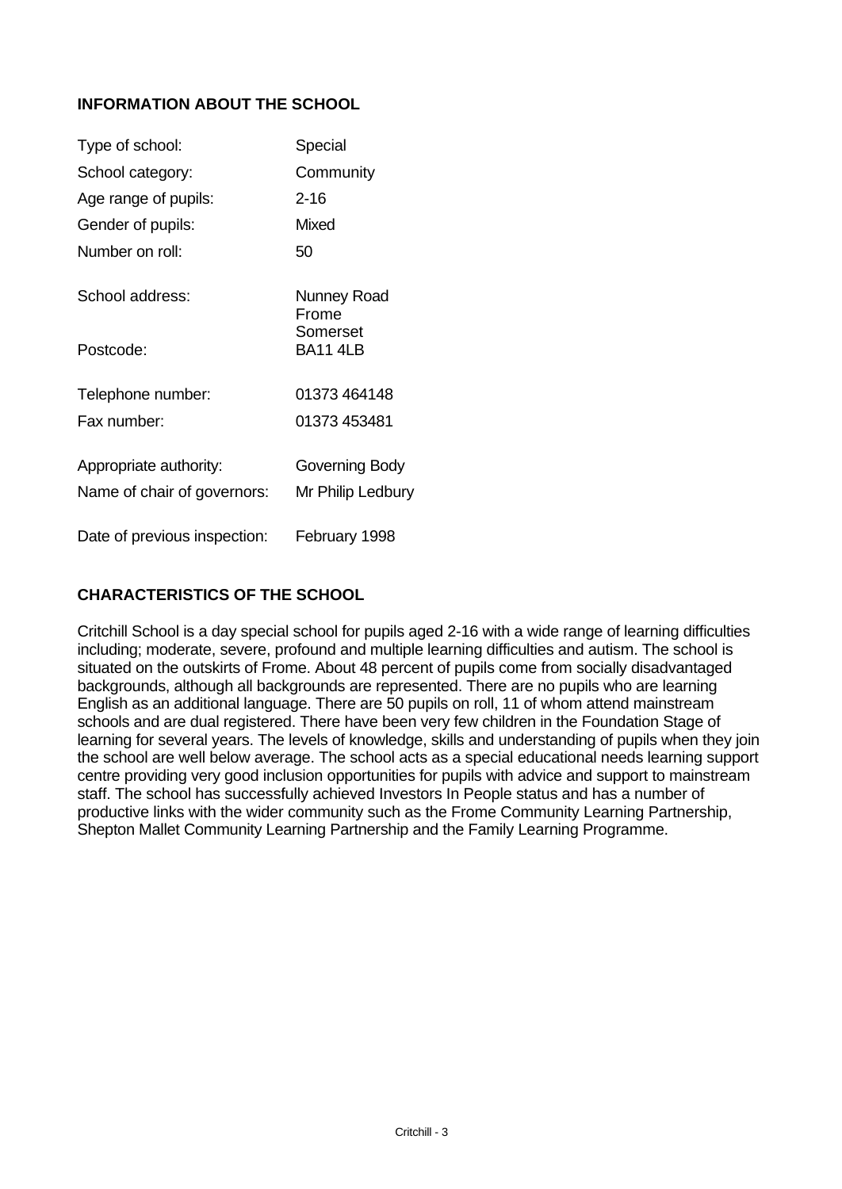## INFORMATION ABOUT THE SCHOOL

| | |
|---|---|
| Type of school: | Special |
| School category: | Community |
| Age range of pupils: | 2-16 |
| Gender of pupils: | Mixed |
| Number on roll: | 50 |
| School address: | Nunney Road<br>Frome<br>Somerset |
| Postcode: | BA11 4LB |
| Telephone number: | 01373 464148 |
| Fax number: | 01373 453481 |
| Appropriate authority: | Governing Body |
| Name of chair of governors: | Mr Philip Ledbury |
| Date of previous inspection: | February 1998 |

## CHARACTERISTICS OF THE SCHOOL

Critchill School is a day special school for pupils aged 2-16 with a wide range of learning difficulties including; moderate, severe, profound and multiple learning difficulties and autism. The school is situated on the outskirts of Frome. About 48 percent of pupils come from socially disadvantaged backgrounds, although all backgrounds are represented. There are no pupils who are learning English as an additional language. There are 50 pupils on roll, 11 of whom attend mainstream schools and are dual registered. There have been very few children in the Foundation Stage of learning for several years. The levels of knowledge, skills and understanding of pupils when they join the school are well below average. The school acts as a special educational needs learning support centre providing very good inclusion opportunities for pupils with advice and support to mainstream staff. The school has successfully achieved Investors In People status and has a number of productive links with the wider community such as the Frome Community Learning Partnership, Shepton Mallet Community Learning Partnership and the Family Learning Programme.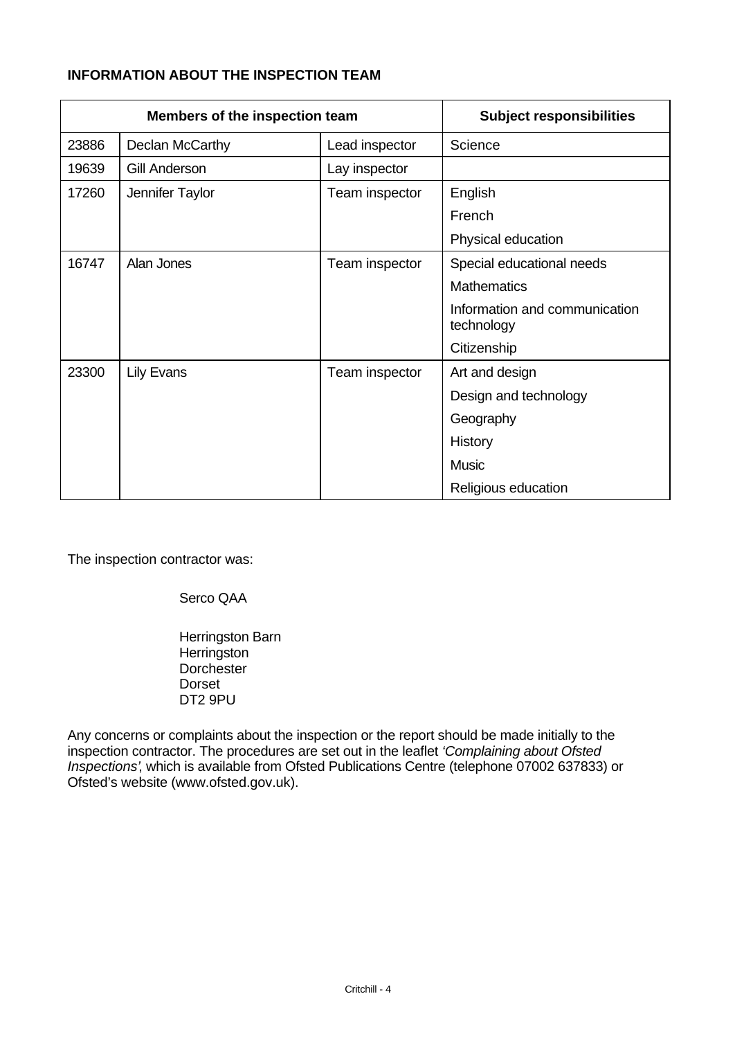**INFORMATION ABOUT THE INSPECTION TEAM**

| Members of the inspection team | | | Subject responsibilities |
|---|---|---|---|
| 23886 | Declan McCarthy | Lead inspector | Science |
| 19639 | Gill Anderson | Lay inspector | |
| 17260 | Jennifer Taylor | Team inspector | English<br>French<br>Physical education |
| 16747 | Alan Jones | Team inspector | Special educational needs<br>Mathematics<br>Information and communication technology<br>Citizenship |
| 23300 | Lily Evans | Team inspector | Art and design<br>Design and technology<br>Geography<br>History<br>Music<br>Religious education |

The inspection contractor was:

Serco QAA

Herringston Barn
Herringston
Dorchester
Dorset
DT2 9PU

Any concerns or complaints about the inspection or the report should be made initially to the inspection contractor. The procedures are set out in the leaflet *'Complaining about Ofsted Inspections'*, which is available from Ofsted Publications Centre (telephone 07002 637833) or Ofsted's website (www.ofsted.gov.uk).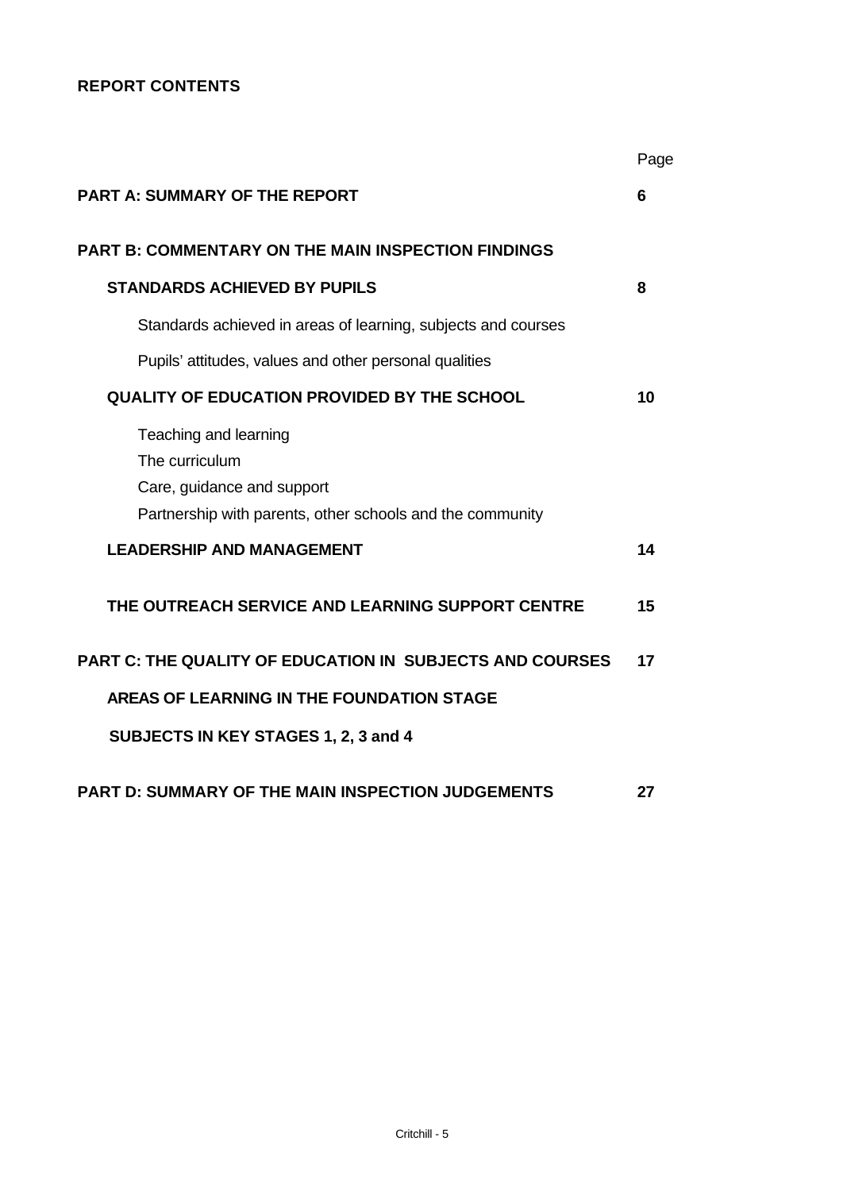**REPORT CONTENTS**

| | Page |
|---|---|
| **PART A: SUMMARY OF THE REPORT** | **6** |
| **PART B: COMMENTARY ON THE MAIN INSPECTION FINDINGS** | |
| **STANDARDS ACHIEVED BY PUPILS** | **8** |
| Standards achieved in areas of learning, subjects and courses | |
| Pupils' attitudes, values and other personal qualities | |
| **QUALITY OF EDUCATION PROVIDED BY THE SCHOOL** | **10** |
| Teaching and learning | |
| The curriculum | |
| Care, guidance and support | |
| Partnership with parents, other schools and the community | |
| **LEADERSHIP AND MANAGEMENT** | **14** |
| **THE OUTREACH SERVICE AND LEARNING SUPPORT CENTRE** | **15** |
| **PART C: THE QUALITY OF EDUCATION IN SUBJECTS AND COURSES** | **17** |
| **AREAS OF LEARNING IN THE FOUNDATION STAGE** | |
| **SUBJECTS IN KEY STAGES 1, 2, 3 and 4** | |
| **PART D: SUMMARY OF THE MAIN INSPECTION JUDGEMENTS** | **27** |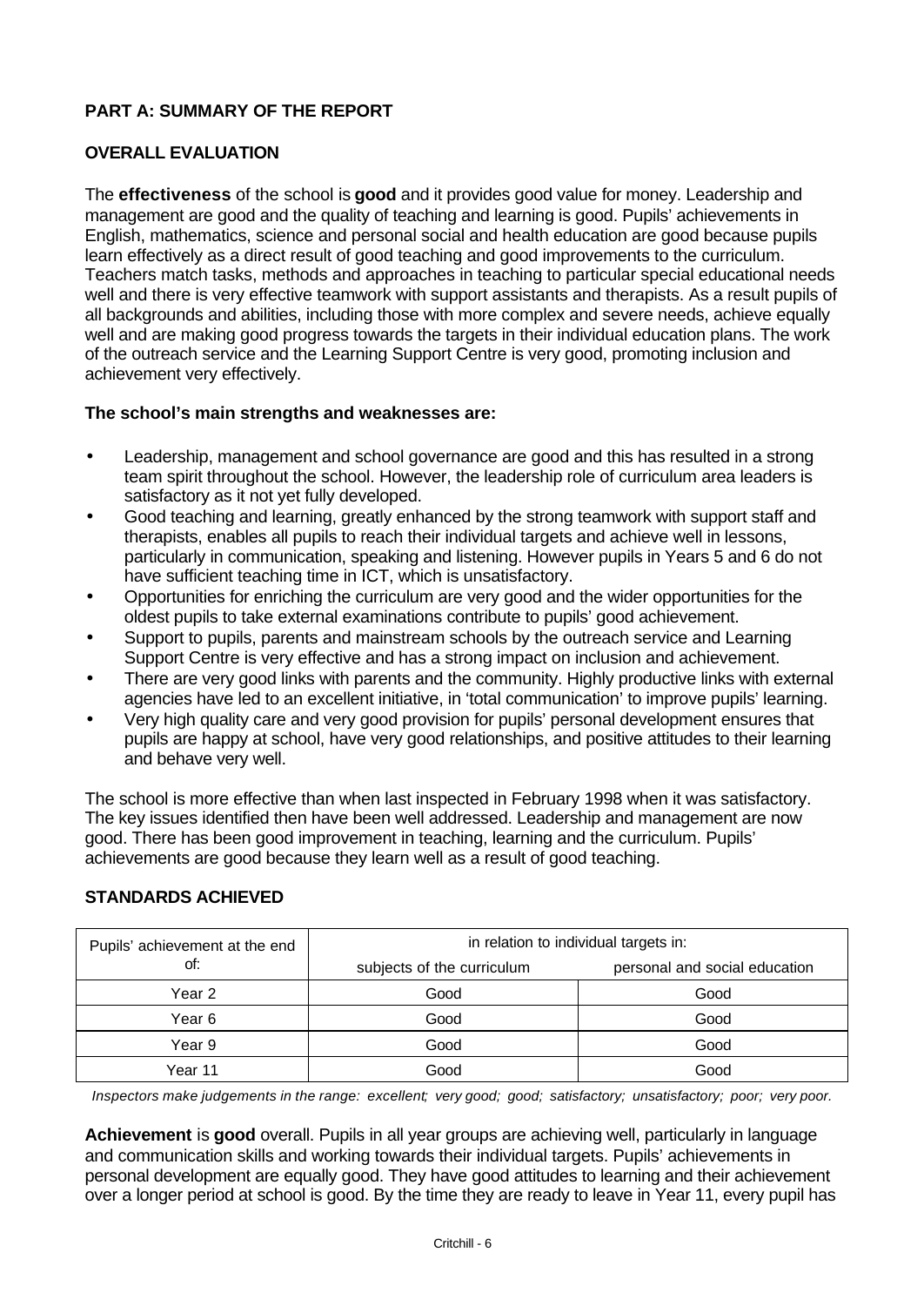## PART A: SUMMARY OF THE REPORT

### OVERALL EVALUATION

The **effectiveness** of the school is **good** and it provides good value for money. Leadership and management are good and the quality of teaching and learning is good. Pupils' achievements in English, mathematics, science and personal social and health education are good because pupils learn effectively as a direct result of good teaching and good improvements to the curriculum. Teachers match tasks, methods and approaches in teaching to particular special educational needs well and there is very effective teamwork with support assistants and therapists. As a result pupils of all backgrounds and abilities, including those with more complex and severe needs, achieve equally well and are making good progress towards the targets in their individual education plans. The work of the outreach service and the Learning Support Centre is very good, promoting inclusion and achievement very effectively.

**The school's main strengths and weaknesses are:**

- Leadership, management and school governance are good and this has resulted in a strong team spirit throughout the school. However, the leadership role of curriculum area leaders is satisfactory as it not yet fully developed.
- Good teaching and learning, greatly enhanced by the strong teamwork with support staff and therapists, enables all pupils to reach their individual targets and achieve well in lessons, particularly in communication, speaking and listening. However pupils in Years 5 and 6 do not have sufficient teaching time in ICT, which is unsatisfactory.
- Opportunities for enriching the curriculum are very good and the wider opportunities for the oldest pupils to take external examinations contribute to pupils' good achievement.
- Support to pupils, parents and mainstream schools by the outreach service and Learning Support Centre is very effective and has a strong impact on inclusion and achievement.
- There are very good links with parents and the community. Highly productive links with external agencies have led to an excellent initiative, in 'total communication' to improve pupils' learning.
- Very high quality care and very good provision for pupils' personal development ensures that pupils are happy at school, have very good relationships, and positive attitudes to their learning and behave very well.

The school is more effective than when last inspected in February 1998 when it was satisfactory. The key issues identified then have been well addressed. Leadership and management are now good. There has been good improvement in teaching, learning and the curriculum. Pupils' achievements are good because they learn well as a result of good teaching.

### STANDARDS ACHIEVED

| Pupils' achievement at the end of: | in relation to individual targets in: | |
|---|---|---|
| | subjects of the curriculum | personal and social education |
| Year 2 | Good | Good |
| Year 6 | Good | Good |
| Year 9 | Good | Good |
| Year 11 | Good | Good |

*Inspectors make judgements in the range: excellent; very good; good; satisfactory; unsatisfactory; poor; very poor.*

**Achievement** is **good** overall. Pupils in all year groups are achieving well, particularly in language and communication skills and working towards their individual targets. Pupils' achievements in personal development are equally good. They have good attitudes to learning and their achievement over a longer period at school is good. By the time they are ready to leave in Year 11, every pupil has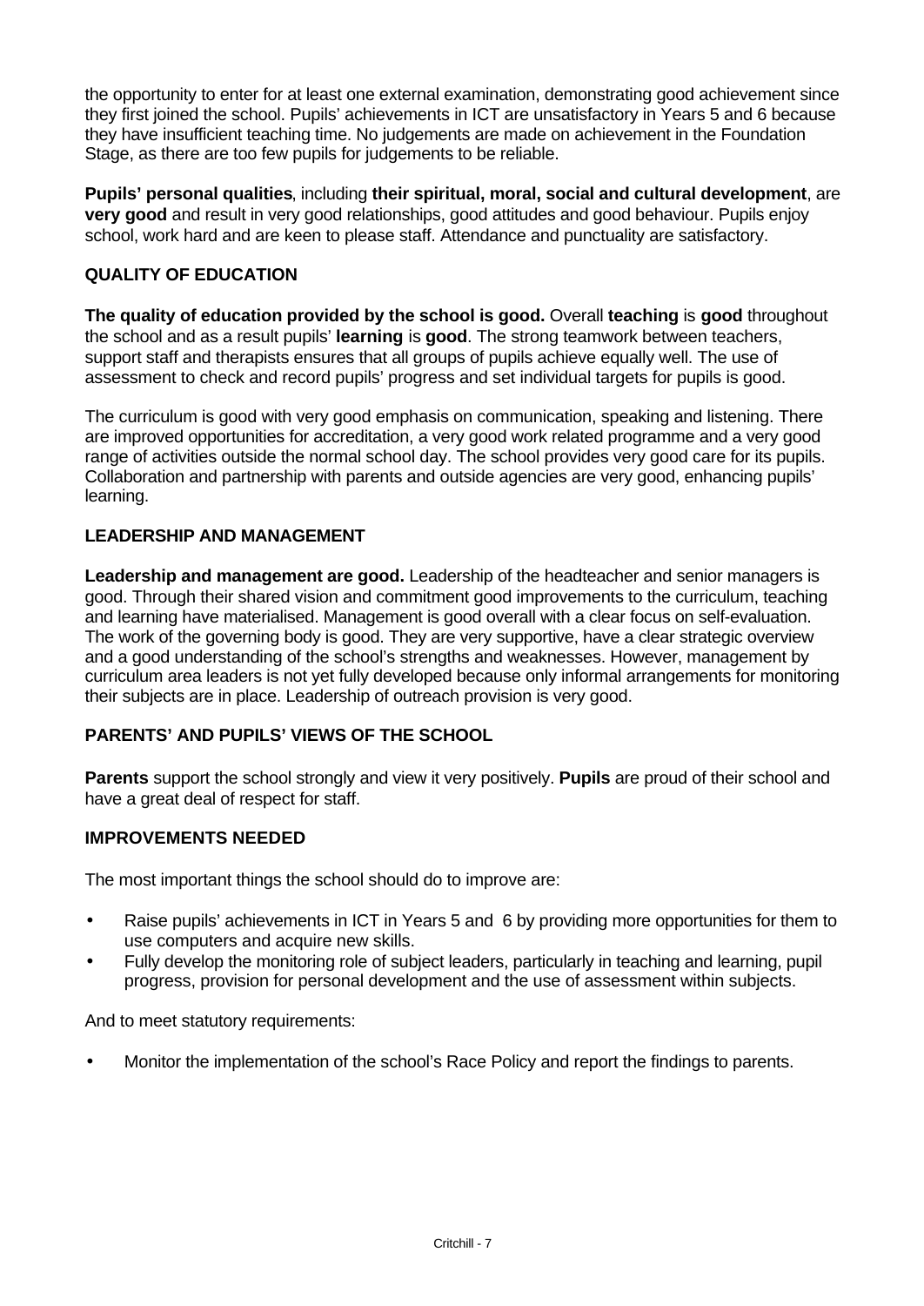the opportunity to enter for at least one external examination, demonstrating good achievement since they first joined the school. Pupils' achievements in ICT are unsatisfactory in Years 5 and 6 because they have insufficient teaching time. No judgements are made on achievement in the Foundation Stage, as there are too few pupils for judgements to be reliable.

**Pupils' personal qualities**, including **their spiritual, moral, social and cultural development**, are **very good** and result in very good relationships, good attitudes and good behaviour. Pupils enjoy school, work hard and are keen to please staff. Attendance and punctuality are satisfactory.

## QUALITY OF EDUCATION

**The quality of education provided by the school is good.** Overall **teaching** is **good** throughout the school and as a result pupils' **learning** is **good**. The strong teamwork between teachers, support staff and therapists ensures that all groups of pupils achieve equally well. The use of assessment to check and record pupils' progress and set individual targets for pupils is good.

The curriculum is good with very good emphasis on communication, speaking and listening. There are improved opportunities for accreditation, a very good work related programme and a very good range of activities outside the normal school day. The school provides very good care for its pupils. Collaboration and partnership with parents and outside agencies are very good, enhancing pupils' learning.

## LEADERSHIP AND MANAGEMENT

**Leadership and management are good.** Leadership of the headteacher and senior managers is good. Through their shared vision and commitment good improvements to the curriculum, teaching and learning have materialised. Management is good overall with a clear focus on self-evaluation. The work of the governing body is good. They are very supportive, have a clear strategic overview and a good understanding of the school's strengths and weaknesses. However, management by curriculum area leaders is not yet fully developed because only informal arrangements for monitoring their subjects are in place. Leadership of outreach provision is very good.

## PARENTS' AND PUPILS' VIEWS OF THE SCHOOL

**Parents** support the school strongly and view it very positively. **Pupils** are proud of their school and have a great deal of respect for staff.

## IMPROVEMENTS NEEDED

The most important things the school should do to improve are:

- Raise pupils' achievements in ICT in Years 5 and 6 by providing more opportunities for them to use computers and acquire new skills.
- Fully develop the monitoring role of subject leaders, particularly in teaching and learning, pupil progress, provision for personal development and the use of assessment within subjects.

And to meet statutory requirements:

- Monitor the implementation of the school's Race Policy and report the findings to parents.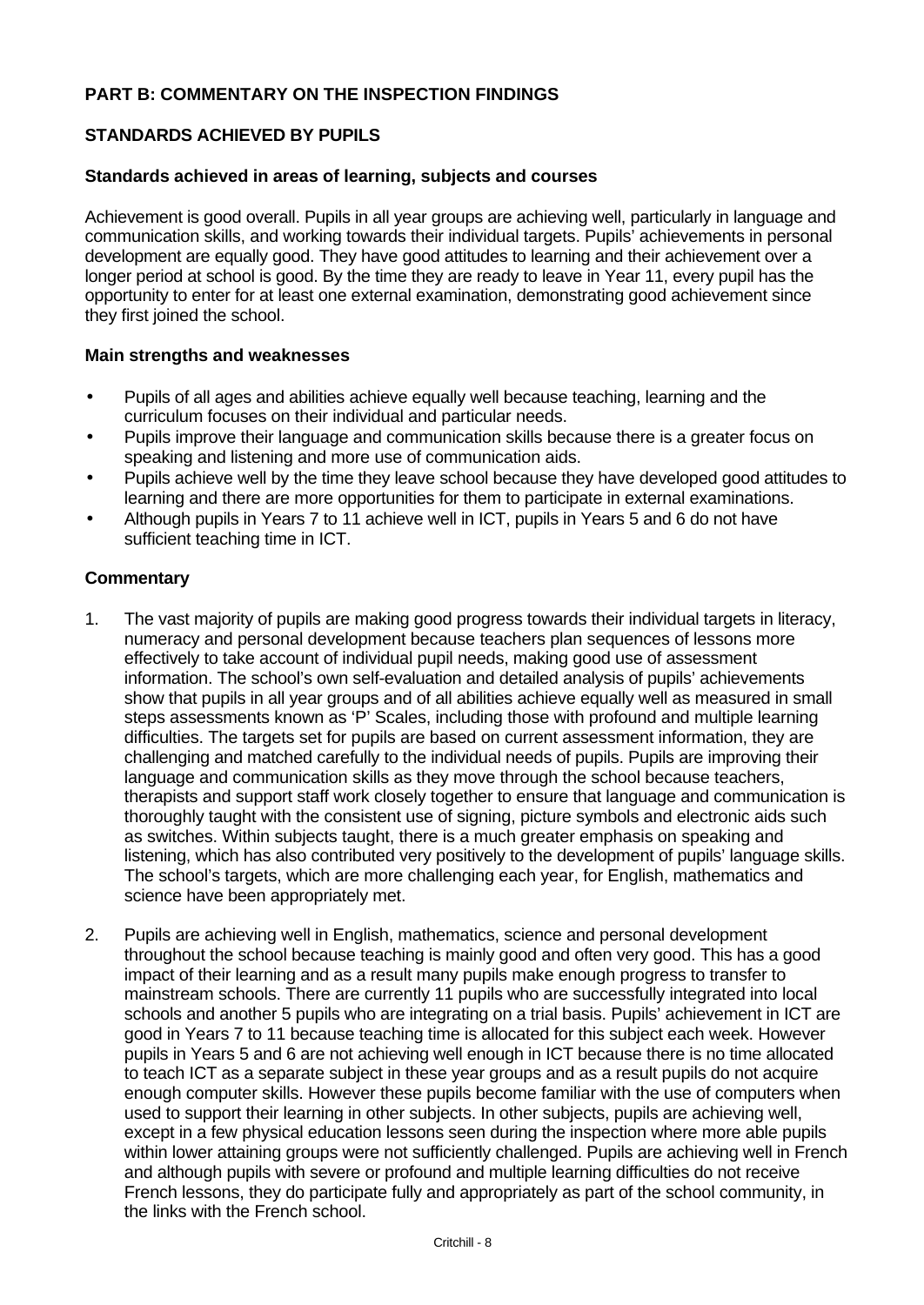## PART B: COMMENTARY ON THE INSPECTION FINDINGS

### STANDARDS ACHIEVED BY PUPILS

#### Standards achieved in areas of learning, subjects and courses

Achievement is good overall. Pupils in all year groups are achieving well, particularly in language and communication skills, and working towards their individual targets. Pupils' achievements in personal development are equally good. They have good attitudes to learning and their achievement over a longer period at school is good. By the time they are ready to leave in Year 11, every pupil has the opportunity to enter for at least one external examination, demonstrating good achievement since they first joined the school.

#### Main strengths and weaknesses

- Pupils of all ages and abilities achieve equally well because teaching, learning and the curriculum focuses on their individual and particular needs.
- Pupils improve their language and communication skills because there is a greater focus on speaking and listening and more use of communication aids.
- Pupils achieve well by the time they leave school because they have developed good attitudes to learning and there are more opportunities for them to participate in external examinations.
- Although pupils in Years 7 to 11 achieve well in ICT, pupils in Years 5 and 6 do not have sufficient teaching time in ICT.

#### Commentary

1. The vast majority of pupils are making good progress towards their individual targets in literacy, numeracy and personal development because teachers plan sequences of lessons more effectively to take account of individual pupil needs, making good use of assessment information. The school's own self-evaluation and detailed analysis of pupils' achievements show that pupils in all year groups and of all abilities achieve equally well as measured in small steps assessments known as 'P' Scales, including those with profound and multiple learning difficulties. The targets set for pupils are based on current assessment information, they are challenging and matched carefully to the individual needs of pupils. Pupils are improving their language and communication skills as they move through the school because teachers, therapists and support staff work closely together to ensure that language and communication is thoroughly taught with the consistent use of signing, picture symbols and electronic aids such as switches. Within subjects taught, there is a much greater emphasis on speaking and listening, which has also contributed very positively to the development of pupils' language skills. The school's targets, which are more challenging each year, for English, mathematics and science have been appropriately met.

2. Pupils are achieving well in English, mathematics, science and personal development throughout the school because teaching is mainly good and often very good. This has a good impact of their learning and as a result many pupils make enough progress to transfer to mainstream schools. There are currently 11 pupils who are successfully integrated into local schools and another 5 pupils who are integrating on a trial basis. Pupils' achievement in ICT are good in Years 7 to 11 because teaching time is allocated for this subject each week. However pupils in Years 5 and 6 are not achieving well enough in ICT because there is no time allocated to teach ICT as a separate subject in these year groups and as a result pupils do not acquire enough computer skills. However these pupils become familiar with the use of computers when used to support their learning in other subjects. In other subjects, pupils are achieving well, except in a few physical education lessons seen during the inspection where more able pupils within lower attaining groups were not sufficiently challenged. Pupils are achieving well in French and although pupils with severe or profound and multiple learning difficulties do not receive French lessons, they do participate fully and appropriately as part of the school community, in the links with the French school.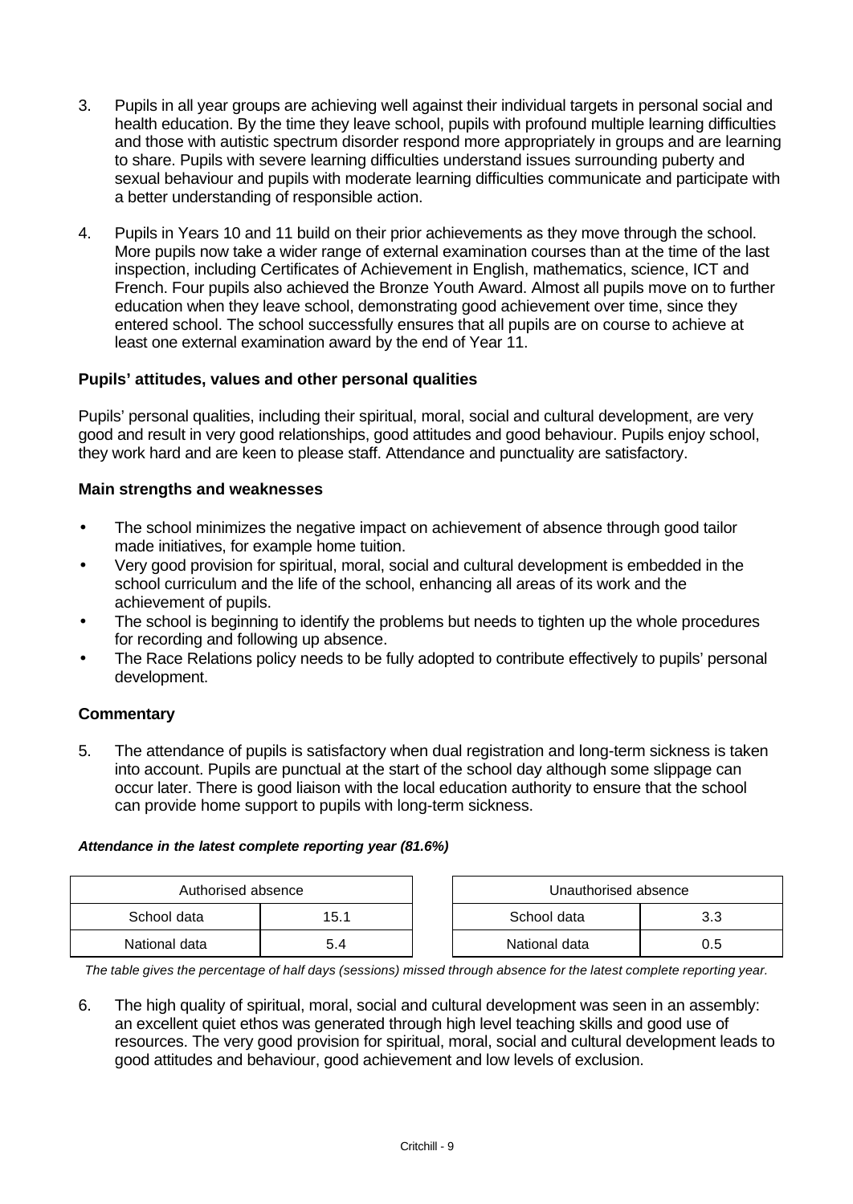3. Pupils in all year groups are achieving well against their individual targets in personal social and health education. By the time they leave school, pupils with profound multiple learning difficulties and those with autistic spectrum disorder respond more appropriately in groups and are learning to share. Pupils with severe learning difficulties understand issues surrounding puberty and sexual behaviour and pupils with moderate learning difficulties communicate and participate with a better understanding of responsible action.

4. Pupils in Years 10 and 11 build on their prior achievements as they move through the school. More pupils now take a wider range of external examination courses than at the time of the last inspection, including Certificates of Achievement in English, mathematics, science, ICT and French. Four pupils also achieved the Bronze Youth Award. Almost all pupils move on to further education when they leave school, demonstrating good achievement over time, since they entered school. The school successfully ensures that all pupils are on course to achieve at least one external examination award by the end of Year 11.

### Pupils' attitudes, values and other personal qualities

Pupils' personal qualities, including their spiritual, moral, social and cultural development, are very good and result in very good relationships, good attitudes and good behaviour. Pupils enjoy school, they work hard and are keen to please staff. Attendance and punctuality are satisfactory.

### Main strengths and weaknesses

- The school minimizes the negative impact on achievement of absence through good tailor made initiatives, for example home tuition.
- Very good provision for spiritual, moral, social and cultural development is embedded in the school curriculum and the life of the school, enhancing all areas of its work and the achievement of pupils.
- The school is beginning to identify the problems but needs to tighten up the whole procedures for recording and following up absence.
- The Race Relations policy needs to be fully adopted to contribute effectively to pupils' personal development.

### Commentary

5. The attendance of pupils is satisfactory when dual registration and long-term sickness is taken into account. Pupils are punctual at the start of the school day although some slippage can occur later. There is good liaison with the local education authority to ensure that the school can provide home support to pupils with long-term sickness.

***Attendance in the latest complete reporting year (81.6%)***

| Authorised absence | |
|---|---|
| School data | 15.1 |
| National data | 5.4 |

| Unauthorised absence | |
|---|---|
| School data | 3.3 |
| National data | 0.5 |

*The table gives the percentage of half days (sessions) missed through absence for the latest complete reporting year.*

6. The high quality of spiritual, moral, social and cultural development was seen in an assembly: an excellent quiet ethos was generated through high level teaching skills and good use of resources. The very good provision for spiritual, moral, social and cultural development leads to good attitudes and behaviour, good achievement and low levels of exclusion.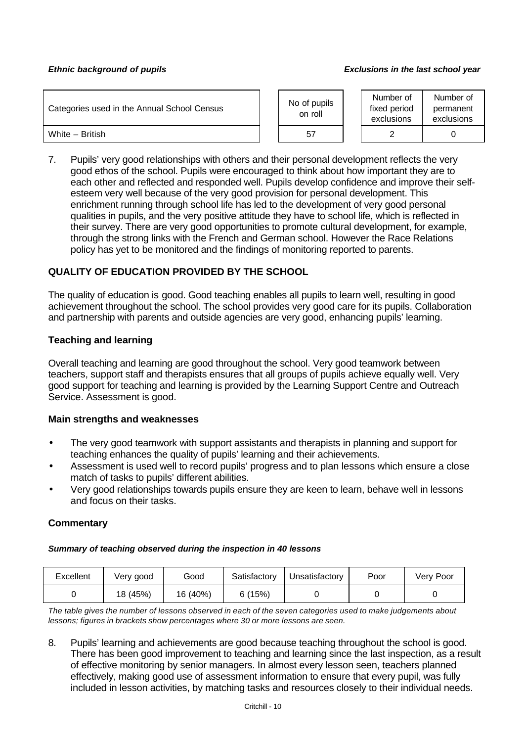***Ethnic background of pupils*** ***Exclusions in the last school year***

| Categories used in the Annual School Census | No of pupils on roll | Number of fixed period exclusions | Number of permanent exclusions |
|---|---|---|---|
| White – British | 57 | 2 | 0 |

7. Pupils' very good relationships with others and their personal development reflects the very good ethos of the school. Pupils were encouraged to think about how important they are to each other and reflected and responded well. Pupils develop confidence and improve their self-esteem very well because of the very good provision for personal development. This enrichment running through school life has led to the development of very good personal qualities in pupils, and the very positive attitude they have to school life, which is reflected in their survey. There are very good opportunities to promote cultural development, for example, through the strong links with the French and German school. However the Race Relations policy has yet to be monitored and the findings of monitoring reported to parents.

## QUALITY OF EDUCATION PROVIDED BY THE SCHOOL

The quality of education is good. Good teaching enables all pupils to learn well, resulting in good achievement throughout the school. The school provides very good care for its pupils. Collaboration and partnership with parents and outside agencies are very good, enhancing pupils' learning.

### Teaching and learning

Overall teaching and learning are good throughout the school. Very good teamwork between teachers, support staff and therapists ensures that all groups of pupils achieve equally well. Very good support for teaching and learning is provided by the Learning Support Centre and Outreach Service. Assessment is good.

### Main strengths and weaknesses

- The very good teamwork with support assistants and therapists in planning and support for teaching enhances the quality of pupils' learning and their achievements.
- Assessment is used well to record pupils' progress and to plan lessons which ensure a close match of tasks to pupils' different abilities.
- Very good relationships towards pupils ensure they are keen to learn, behave well in lessons and focus on their tasks.

### Commentary

***Summary of teaching observed during the inspection in 40 lessons***

| Excellent | Very good | Good | Satisfactory | Unsatisfactory | Poor | Very Poor |
|---|---|---|---|---|---|---|
| 0 | 18 (45%) | 16 (40%) | 6 (15%) | 0 | 0 | 0 |

*The table gives the number of lessons observed in each of the seven categories used to make judgements about lessons; figures in brackets show percentages where 30 or more lessons are seen.*

8. Pupils' learning and achievements are good because teaching throughout the school is good. There has been good improvement to teaching and learning since the last inspection, as a result of effective monitoring by senior managers. In almost every lesson seen, teachers planned effectively, making good use of assessment information to ensure that every pupil, was fully included in lesson activities, by matching tasks and resources closely to their individual needs.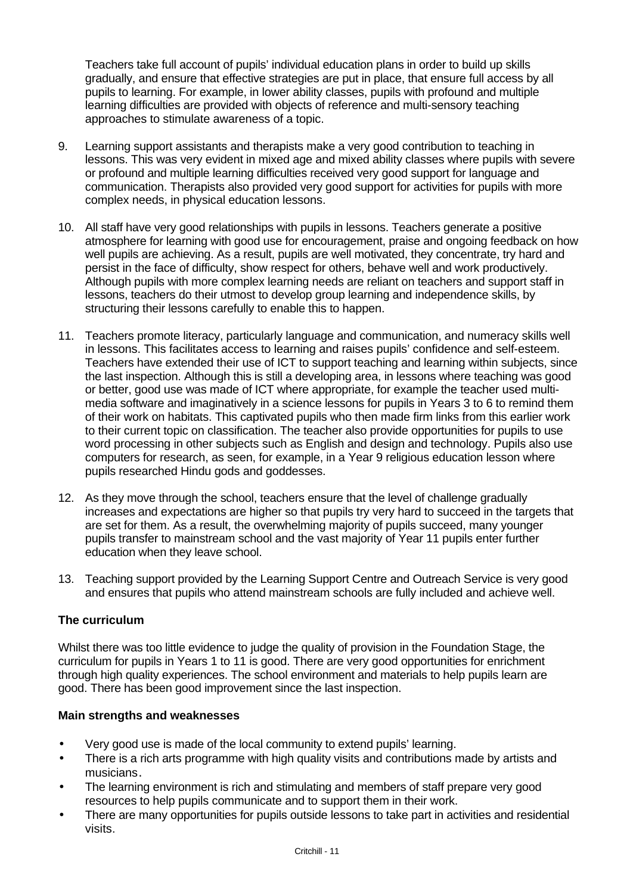Teachers take full account of pupils' individual education plans in order to build up skills gradually, and ensure that effective strategies are put in place, that ensure full access by all pupils to learning. For example, in lower ability classes, pupils with profound and multiple learning difficulties are provided with objects of reference and multi-sensory teaching approaches to stimulate awareness of a topic.

9. Learning support assistants and therapists make a very good contribution to teaching in lessons. This was very evident in mixed age and mixed ability classes where pupils with severe or profound and multiple learning difficulties received very good support for language and communication. Therapists also provided very good support for activities for pupils with more complex needs, in physical education lessons.

10. All staff have very good relationships with pupils in lessons. Teachers generate a positive atmosphere for learning with good use for encouragement, praise and ongoing feedback on how well pupils are achieving. As a result, pupils are well motivated, they concentrate, try hard and persist in the face of difficulty, show respect for others, behave well and work productively. Although pupils with more complex learning needs are reliant on teachers and support staff in lessons, teachers do their utmost to develop group learning and independence skills, by structuring their lessons carefully to enable this to happen.

11. Teachers promote literacy, particularly language and communication, and numeracy skills well in lessons. This facilitates access to learning and raises pupils' confidence and self-esteem. Teachers have extended their use of ICT to support teaching and learning within subjects, since the last inspection. Although this is still a developing area, in lessons where teaching was good or better, good use was made of ICT where appropriate, for example the teacher used multi-media software and imaginatively in a science lessons for pupils in Years 3 to 6 to remind them of their work on habitats. This captivated pupils who then made firm links from this earlier work to their current topic on classification. The teacher also provide opportunities for pupils to use word processing in other subjects such as English and design and technology. Pupils also use computers for research, as seen, for example, in a Year 9 religious education lesson where pupils researched Hindu gods and goddesses.

12. As they move through the school, teachers ensure that the level of challenge gradually increases and expectations are higher so that pupils try very hard to succeed in the targets that are set for them. As a result, the overwhelming majority of pupils succeed, many younger pupils transfer to mainstream school and the vast majority of Year 11 pupils enter further education when they leave school.

13. Teaching support provided by the Learning Support Centre and Outreach Service is very good and ensures that pupils who attend mainstream schools are fully included and achieve well.

### The curriculum

Whilst there was too little evidence to judge the quality of provision in the Foundation Stage, the curriculum for pupils in Years 1 to 11 is good. There are very good opportunities for enrichment through high quality experiences. The school environment and materials to help pupils learn are good. There has been good improvement since the last inspection.

#### Main strengths and weaknesses

- Very good use is made of the local community to extend pupils' learning.
- There is a rich arts programme with high quality visits and contributions made by artists and musicians.
- The learning environment is rich and stimulating and members of staff prepare very good resources to help pupils communicate and to support them in their work.
- There are many opportunities for pupils outside lessons to take part in activities and residential visits.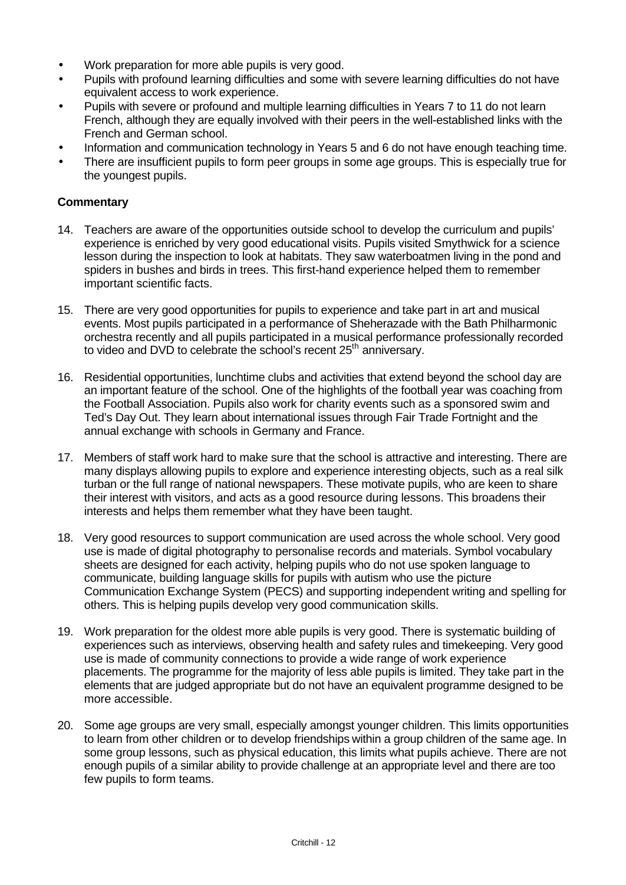- Work preparation for more able pupils is very good.
- Pupils with profound learning difficulties and some with severe learning difficulties do not have equivalent access to work experience.
- Pupils with severe or profound and multiple learning difficulties in Years 7 to 11 do not learn French, although they are equally involved with their peers in the well-established links with the French and German school.
- Information and communication technology in Years 5 and 6 do not have enough teaching time.
- There are insufficient pupils to form peer groups in some age groups. This is especially true for the youngest pupils.

**Commentary**

14. Teachers are aware of the opportunities outside school to develop the curriculum and pupils' experience is enriched by very good educational visits. Pupils visited Smythwick for a science lesson during the inspection to look at habitats. They saw waterboatmen living in the pond and spiders in bushes and birds in trees. This first-hand experience helped them to remember important scientific facts.

15. There are very good opportunities for pupils to experience and take part in art and musical events. Most pupils participated in a performance of Sheherazade with the Bath Philharmonic orchestra recently and all pupils participated in a musical performance professionally recorded to video and DVD to celebrate the school's recent 25th anniversary.

16. Residential opportunities, lunchtime clubs and activities that extend beyond the school day are an important feature of the school. One of the highlights of the football year was coaching from the Football Association. Pupils also work for charity events such as a sponsored swim and Ted's Day Out. They learn about international issues through Fair Trade Fortnight and the annual exchange with schools in Germany and France.

17. Members of staff work hard to make sure that the school is attractive and interesting. There are many displays allowing pupils to explore and experience interesting objects, such as a real silk turban or the full range of national newspapers. These motivate pupils, who are keen to share their interest with visitors, and acts as a good resource during lessons. This broadens their interests and helps them remember what they have been taught.

18. Very good resources to support communication are used across the whole school. Very good use is made of digital photography to personalise records and materials. Symbol vocabulary sheets are designed for each activity, helping pupils who do not use spoken language to communicate, building language skills for pupils with autism who use the picture Communication Exchange System (PECS) and supporting independent writing and spelling for others. This is helping pupils develop very good communication skills.

19. Work preparation for the oldest more able pupils is very good. There is systematic building of experiences such as interviews, observing health and safety rules and timekeeping. Very good use is made of community connections to provide a wide range of work experience placements. The programme for the majority of less able pupils is limited. They take part in the elements that are judged appropriate but do not have an equivalent programme designed to be more accessible.

20. Some age groups are very small, especially amongst younger children. This limits opportunities to learn from other children or to develop friendships within a group children of the same age. In some group lessons, such as physical education, this limits what pupils achieve. There are not enough pupils of a similar ability to provide challenge at an appropriate level and there are too few pupils to form teams.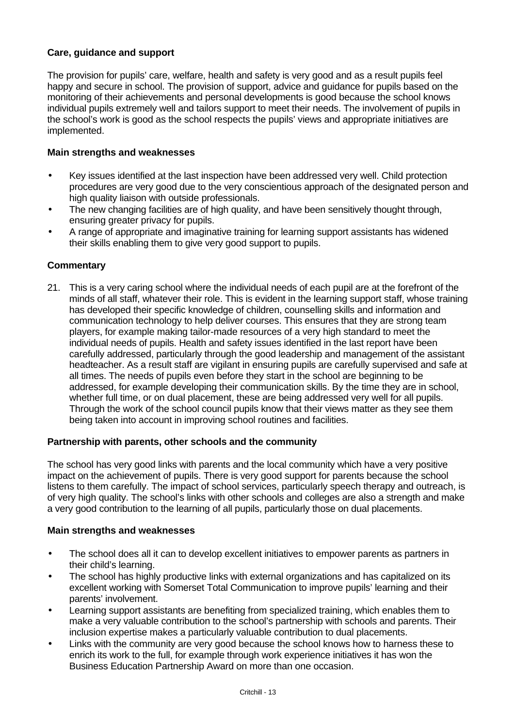### Care, guidance and support

The provision for pupils' care, welfare, health and safety is very good and as a result pupils feel happy and secure in school. The provision of support, advice and guidance for pupils based on the monitoring of their achievements and personal developments is good because the school knows individual pupils extremely well and tailors support to meet their needs. The involvement of pupils in the school's work is good as the school respects the pupils' views and appropriate initiatives are implemented.

#### Main strengths and weaknesses

- Key issues identified at the last inspection have been addressed very well. Child protection procedures are very good due to the very conscientious approach of the designated person and high quality liaison with outside professionals.
- The new changing facilities are of high quality, and have been sensitively thought through, ensuring greater privacy for pupils.
- A range of appropriate and imaginative training for learning support assistants has widened their skills enabling them to give very good support to pupils.

#### Commentary

21. This is a very caring school where the individual needs of each pupil are at the forefront of the minds of all staff, whatever their role. This is evident in the learning support staff, whose training has developed their specific knowledge of children, counselling skills and information and communication technology to help deliver courses. This ensures that they are strong team players, for example making tailor-made resources of a very high standard to meet the individual needs of pupils. Health and safety issues identified in the last report have been carefully addressed, particularly through the good leadership and management of the assistant headteacher. As a result staff are vigilant in ensuring pupils are carefully supervised and safe at all times. The needs of pupils even before they start in the school are beginning to be addressed, for example developing their communication skills. By the time they are in school, whether full time, or on dual placement, these are being addressed very well for all pupils. Through the work of the school council pupils know that their views matter as they see them being taken into account in improving school routines and facilities.

### Partnership with parents, other schools and the community

The school has very good links with parents and the local community which have a very positive impact on the achievement of pupils. There is very good support for parents because the school listens to them carefully. The impact of school services, particularly speech therapy and outreach, is of very high quality. The school's links with other schools and colleges are also a strength and make a very good contribution to the learning of all pupils, particularly those on dual placements.

#### Main strengths and weaknesses

- The school does all it can to develop excellent initiatives to empower parents as partners in their child's learning.
- The school has highly productive links with external organizations and has capitalized on its excellent working with Somerset Total Communication to improve pupils' learning and their parents' involvement.
- Learning support assistants are benefiting from specialized training, which enables them to make a very valuable contribution to the school's partnership with schools and parents. Their inclusion expertise makes a particularly valuable contribution to dual placements.
- Links with the community are very good because the school knows how to harness these to enrich its work to the full, for example through work experience initiatives it has won the Business Education Partnership Award on more than one occasion.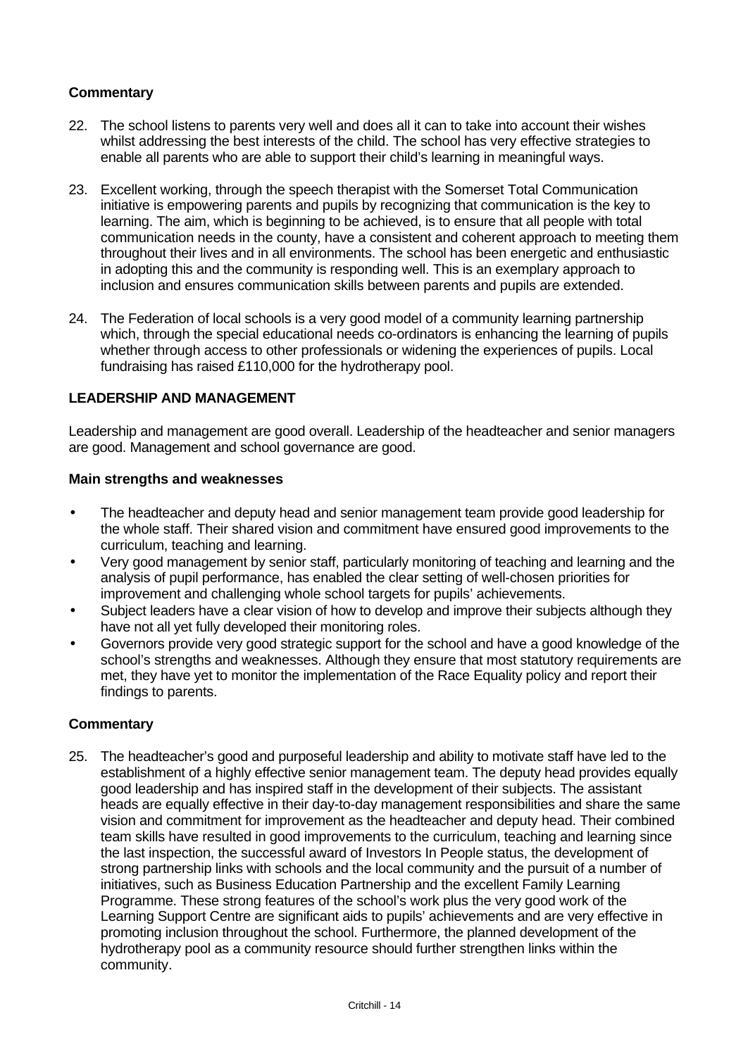### Commentary

22. The school listens to parents very well and does all it can to take into account their wishes whilst addressing the best interests of the child. The school has very effective strategies to enable all parents who are able to support their child's learning in meaningful ways.

23. Excellent working, through the speech therapist with the Somerset Total Communication initiative is empowering parents and pupils by recognizing that communication is the key to learning. The aim, which is beginning to be achieved, is to ensure that all people with total communication needs in the county, have a consistent and coherent approach to meeting them throughout their lives and in all environments. The school has been energetic and enthusiastic in adopting this and the community is responding well. This is an exemplary approach to inclusion and ensures communication skills between parents and pupils are extended.

24. The Federation of local schools is a very good model of a community learning partnership which, through the special educational needs co-ordinators is enhancing the learning of pupils whether through access to other professionals or widening the experiences of pupils. Local fundraising has raised £110,000 for the hydrotherapy pool.

## LEADERSHIP AND MANAGEMENT

Leadership and management are good overall. Leadership of the headteacher and senior managers are good. Management and school governance are good.

### Main strengths and weaknesses

- The headteacher and deputy head and senior management team provide good leadership for the whole staff. Their shared vision and commitment have ensured good improvements to the curriculum, teaching and learning.
- Very good management by senior staff, particularly monitoring of teaching and learning and the analysis of pupil performance, has enabled the clear setting of well-chosen priorities for improvement and challenging whole school targets for pupils' achievements.
- Subject leaders have a clear vision of how to develop and improve their subjects although they have not all yet fully developed their monitoring roles.
- Governors provide very good strategic support for the school and have a good knowledge of the school's strengths and weaknesses. Although they ensure that most statutory requirements are met, they have yet to monitor the implementation of the Race Equality policy and report their findings to parents.

### Commentary

25. The headteacher's good and purposeful leadership and ability to motivate staff have led to the establishment of a highly effective senior management team. The deputy head provides equally good leadership and has inspired staff in the development of their subjects. The assistant heads are equally effective in their day-to-day management responsibilities and share the same vision and commitment for improvement as the headteacher and deputy head. Their combined team skills have resulted in good improvements to the curriculum, teaching and learning since the last inspection, the successful award of Investors In People status, the development of strong partnership links with schools and the local community and the pursuit of a number of initiatives, such as Business Education Partnership and the excellent Family Learning Programme. These strong features of the school's work plus the very good work of the Learning Support Centre are significant aids to pupils' achievements and are very effective in promoting inclusion throughout the school. Furthermore, the planned development of the hydrotherapy pool as a community resource should further strengthen links within the community.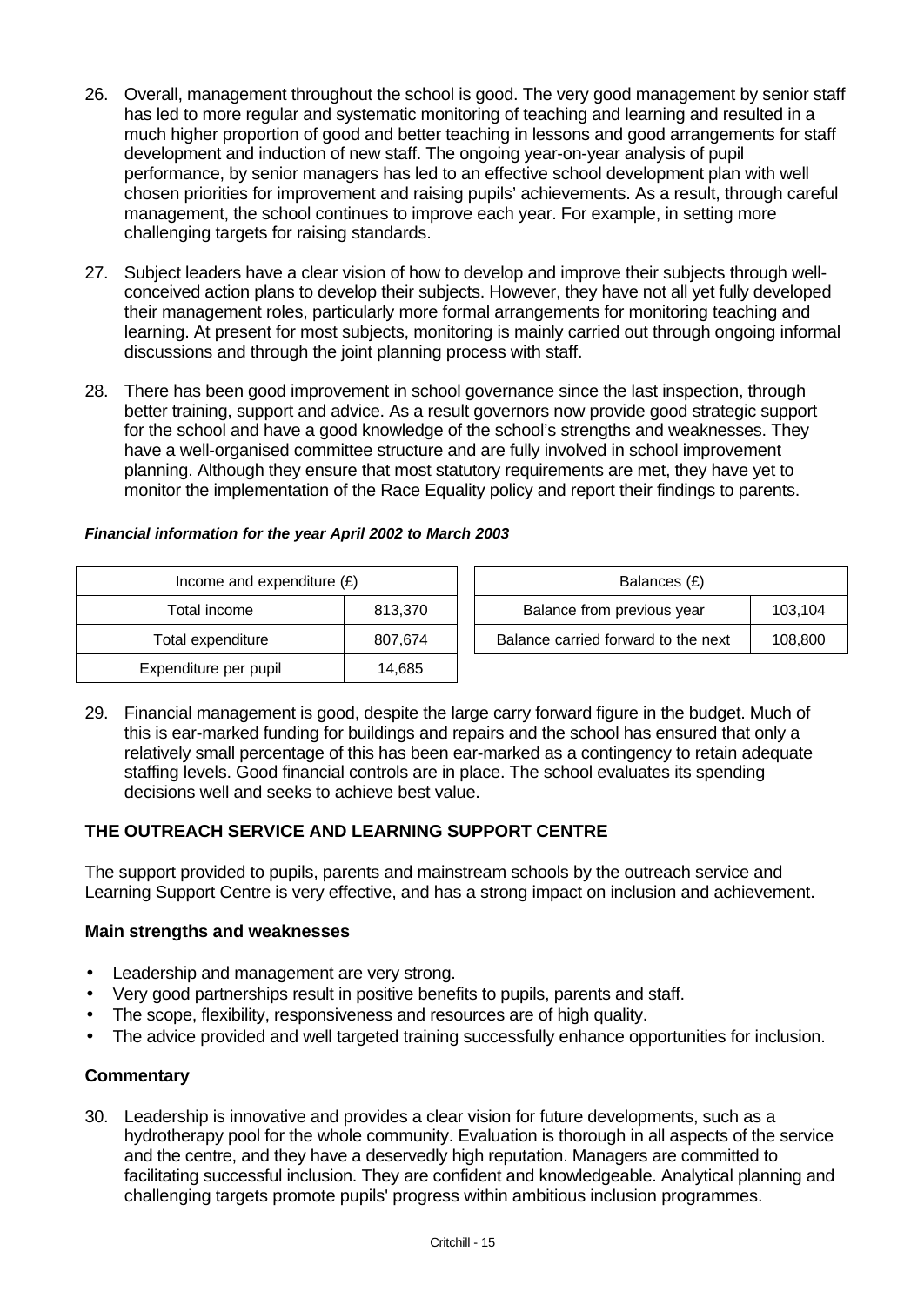26. Overall, management throughout the school is good. The very good management by senior staff has led to more regular and systematic monitoring of teaching and learning and resulted in a much higher proportion of good and better teaching in lessons and good arrangements for staff development and induction of new staff. The ongoing year-on-year analysis of pupil performance, by senior managers has led to an effective school development plan with well chosen priorities for improvement and raising pupils' achievements. As a result, through careful management, the school continues to improve each year. For example, in setting more challenging targets for raising standards.

27. Subject leaders have a clear vision of how to develop and improve their subjects through well-conceived action plans to develop their subjects. However, they have not all yet fully developed their management roles, particularly more formal arrangements for monitoring teaching and learning. At present for most subjects, monitoring is mainly carried out through ongoing informal discussions and through the joint planning process with staff.

28. There has been good improvement in school governance since the last inspection, through better training, support and advice. As a result governors now provide good strategic support for the school and have a good knowledge of the school's strengths and weaknesses. They have a well-organised committee structure and are fully involved in school improvement planning. Although they ensure that most statutory requirements are met, they have yet to monitor the implementation of the Race Equality policy and report their findings to parents.

***Financial information for the year April 2002 to March 2003***

| Income and expenditure (£) | |
|---|---|
| Total income | 813,370 |
| Total expenditure | 807,674 |
| Expenditure per pupil | 14,685 |

| Balances (£) | |
|---|---|
| Balance from previous year | 103,104 |
| Balance carried forward to the next | 108,800 |

29. Financial management is good, despite the large carry forward figure in the budget. Much of this is ear-marked funding for buildings and repairs and the school has ensured that only a relatively small percentage of this has been ear-marked as a contingency to retain adequate staffing levels. Good financial controls are in place. The school evaluates its spending decisions well and seeks to achieve best value.

## THE OUTREACH SERVICE AND LEARNING SUPPORT CENTRE

The support provided to pupils, parents and mainstream schools by the outreach service and Learning Support Centre is very effective, and has a strong impact on inclusion and achievement.

### Main strengths and weaknesses

- Leadership and management are very strong.
- Very good partnerships result in positive benefits to pupils, parents and staff.
- The scope, flexibility, responsiveness and resources are of high quality.
- The advice provided and well targeted training successfully enhance opportunities for inclusion.

### Commentary

30. Leadership is innovative and provides a clear vision for future developments, such as a hydrotherapy pool for the whole community. Evaluation is thorough in all aspects of the service and the centre, and they have a deservedly high reputation. Managers are committed to facilitating successful inclusion. They are confident and knowledgeable. Analytical planning and challenging targets promote pupils' progress within ambitious inclusion programmes.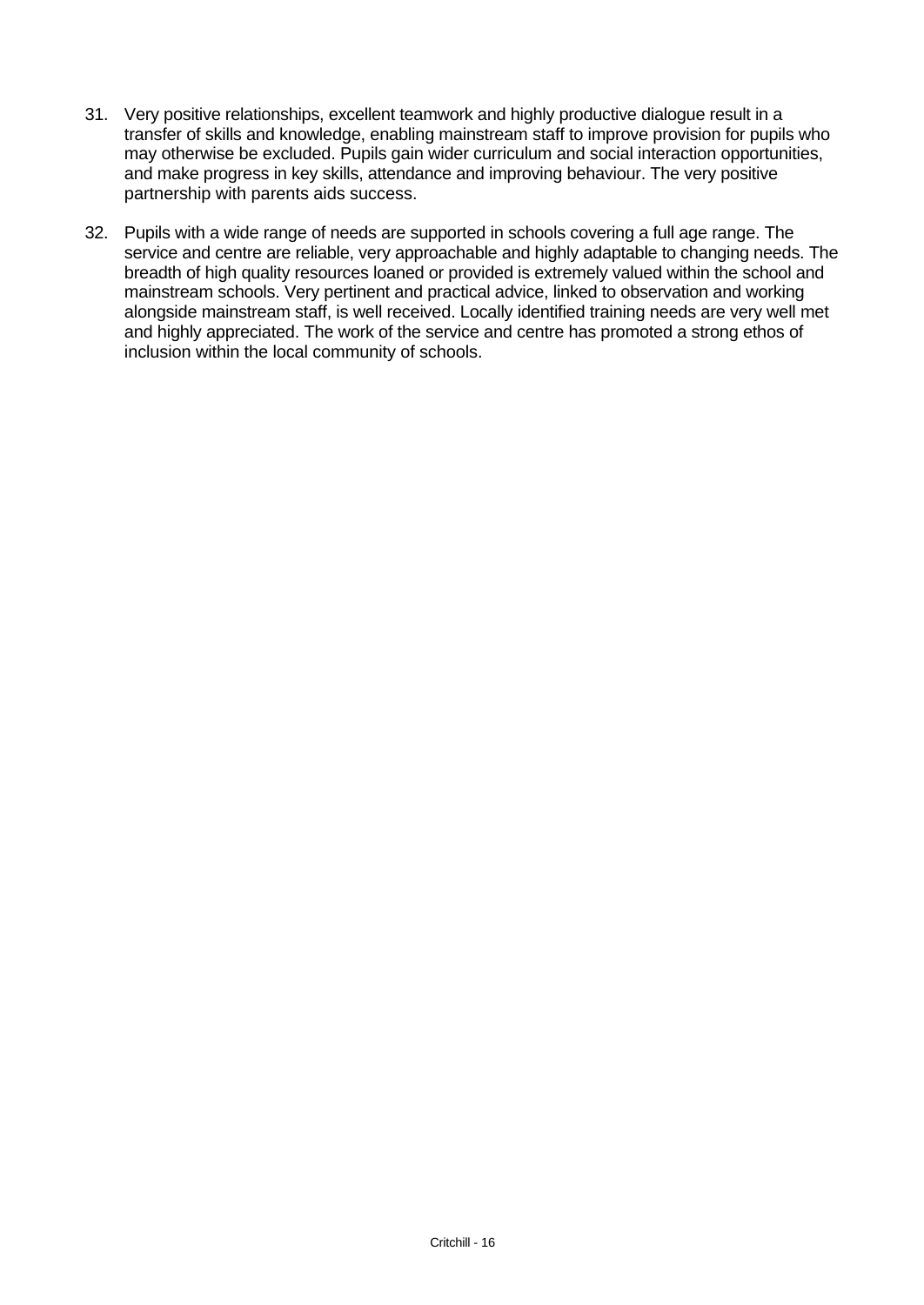31. Very positive relationships, excellent teamwork and highly productive dialogue result in a transfer of skills and knowledge, enabling mainstream staff to improve provision for pupils who may otherwise be excluded. Pupils gain wider curriculum and social interaction opportunities, and make progress in key skills, attendance and improving behaviour. The very positive partnership with parents aids success.

32. Pupils with a wide range of needs are supported in schools covering a full age range. The service and centre are reliable, very approachable and highly adaptable to changing needs. The breadth of high quality resources loaned or provided is extremely valued within the school and mainstream schools. Very pertinent and practical advice, linked to observation and working alongside mainstream staff, is well received. Locally identified training needs are very well met and highly appreciated. The work of the service and centre has promoted a strong ethos of inclusion within the local community of schools.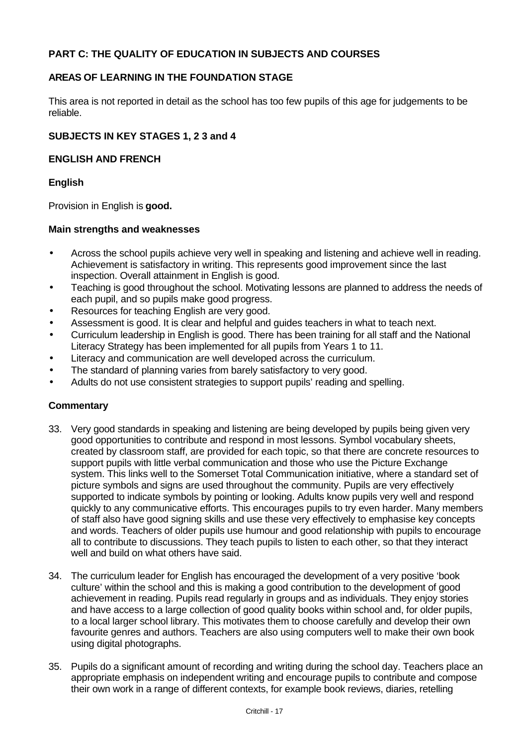## PART C: THE QUALITY OF EDUCATION IN SUBJECTS AND COURSES

### AREAS OF LEARNING IN THE FOUNDATION STAGE

This area is not reported in detail as the school has too few pupils of this age for judgements to be reliable.

### SUBJECTS IN KEY STAGES 1, 2 3 and 4

### ENGLISH AND FRENCH

#### English

Provision in English is **good.**

#### Main strengths and weaknesses

- Across the school pupils achieve very well in speaking and listening and achieve well in reading. Achievement is satisfactory in writing. This represents good improvement since the last inspection. Overall attainment in English is good.
- Teaching is good throughout the school. Motivating lessons are planned to address the needs of each pupil, and so pupils make good progress.
- Resources for teaching English are very good.
- Assessment is good. It is clear and helpful and guides teachers in what to teach next.
- Curriculum leadership in English is good. There has been training for all staff and the National Literacy Strategy has been implemented for all pupils from Years 1 to 11.
- Literacy and communication are well developed across the curriculum.
- The standard of planning varies from barely satisfactory to very good.
- Adults do not use consistent strategies to support pupils' reading and spelling.

#### Commentary

33. Very good standards in speaking and listening are being developed by pupils being given very good opportunities to contribute and respond in most lessons. Symbol vocabulary sheets, created by classroom staff, are provided for each topic, so that there are concrete resources to support pupils with little verbal communication and those who use the Picture Exchange system. This links well to the Somerset Total Communication initiative, where a standard set of picture symbols and signs are used throughout the community. Pupils are very effectively supported to indicate symbols by pointing or looking. Adults know pupils very well and respond quickly to any communicative efforts. This encourages pupils to try even harder. Many members of staff also have good signing skills and use these very effectively to emphasise key concepts and words. Teachers of older pupils use humour and good relationship with pupils to encourage all to contribute to discussions. They teach pupils to listen to each other, so that they interact well and build on what others have said.

34. The curriculum leader for English has encouraged the development of a very positive 'book culture' within the school and this is making a good contribution to the development of good achievement in reading. Pupils read regularly in groups and as individuals. They enjoy stories and have access to a large collection of good quality books within school and, for older pupils, to a local larger school library. This motivates them to choose carefully and develop their own favourite genres and authors. Teachers are also using computers well to make their own book using digital photographs.

35. Pupils do a significant amount of recording and writing during the school day. Teachers place an appropriate emphasis on independent writing and encourage pupils to contribute and compose their own work in a range of different contexts, for example book reviews, diaries, retelling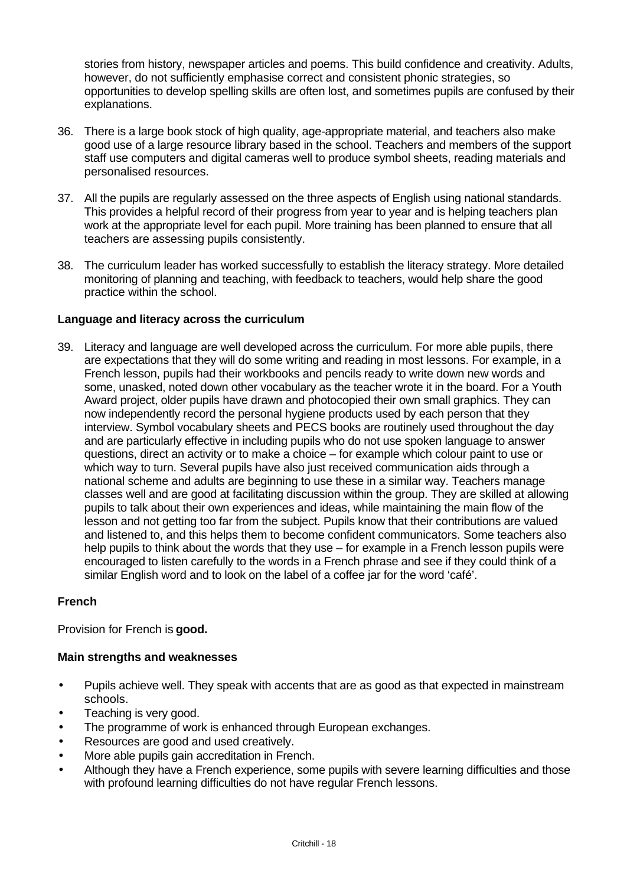stories from history, newspaper articles and poems. This build confidence and creativity. Adults, however, do not sufficiently emphasise correct and consistent phonic strategies, so opportunities to develop spelling skills are often lost, and sometimes pupils are confused by their explanations.

36. There is a large book stock of high quality, age-appropriate material, and teachers also make good use of a large resource library based in the school. Teachers and members of the support staff use computers and digital cameras well to produce symbol sheets, reading materials and personalised resources.

37. All the pupils are regularly assessed on the three aspects of English using national standards. This provides a helpful record of their progress from year to year and is helping teachers plan work at the appropriate level for each pupil. More training has been planned to ensure that all teachers are assessing pupils consistently.

38. The curriculum leader has worked successfully to establish the literacy strategy. More detailed monitoring of planning and teaching, with feedback to teachers, would help share the good practice within the school.

### Language and literacy across the curriculum

39. Literacy and language are well developed across the curriculum. For more able pupils, there are expectations that they will do some writing and reading in most lessons. For example, in a French lesson, pupils had their workbooks and pencils ready to write down new words and some, unasked, noted down other vocabulary as the teacher wrote it in the board. For a Youth Award project, older pupils have drawn and photocopied their own small graphics. They can now independently record the personal hygiene products used by each person that they interview. Symbol vocabulary sheets and PECS books are routinely used throughout the day and are particularly effective in including pupils who do not use spoken language to answer questions, direct an activity or to make a choice – for example which colour paint to use or which way to turn. Several pupils have also just received communication aids through a national scheme and adults are beginning to use these in a similar way. Teachers manage classes well and are good at facilitating discussion within the group. They are skilled at allowing pupils to talk about their own experiences and ideas, while maintaining the main flow of the lesson and not getting too far from the subject. Pupils know that their contributions are valued and listened to, and this helps them to become confident communicators. Some teachers also help pupils to think about the words that they use – for example in a French lesson pupils were encouraged to listen carefully to the words in a French phrase and see if they could think of a similar English word and to look on the label of a coffee jar for the word 'café'.

### French

Provision for French is **good.**

### Main strengths and weaknesses

- Pupils achieve well. They speak with accents that are as good as that expected in mainstream schools.
- Teaching is very good.
- The programme of work is enhanced through European exchanges.
- Resources are good and used creatively.
- More able pupils gain accreditation in French.
- Although they have a French experience, some pupils with severe learning difficulties and those with profound learning difficulties do not have regular French lessons.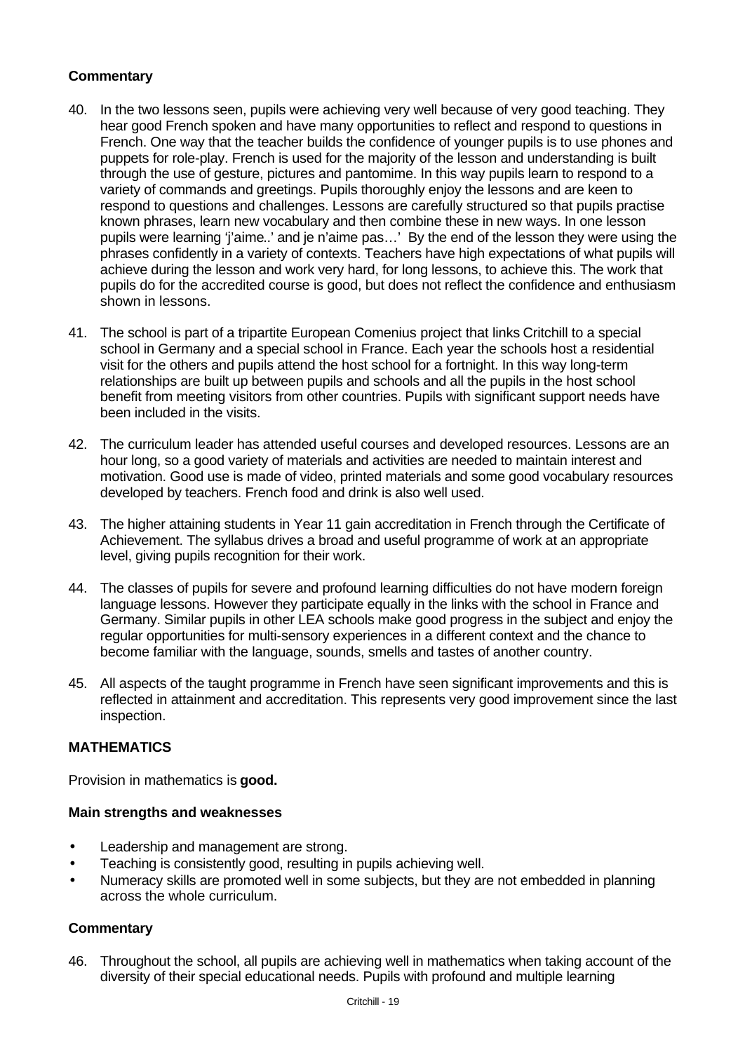**Commentary**

40. In the two lessons seen, pupils were achieving very well because of very good teaching. They hear good French spoken and have many opportunities to reflect and respond to questions in French. One way that the teacher builds the confidence of younger pupils is to use phones and puppets for role-play. French is used for the majority of the lesson and understanding is built through the use of gesture, pictures and pantomime. In this way pupils learn to respond to a variety of commands and greetings. Pupils thoroughly enjoy the lessons and are keen to respond to questions and challenges. Lessons are carefully structured so that pupils practise known phrases, learn new vocabulary and then combine these in new ways. In one lesson pupils were learning 'j'aime..' and je n'aime pas…' By the end of the lesson they were using the phrases confidently in a variety of contexts. Teachers have high expectations of what pupils will achieve during the lesson and work very hard, for long lessons, to achieve this. The work that pupils do for the accredited course is good, but does not reflect the confidence and enthusiasm shown in lessons.

41. The school is part of a tripartite European Comenius project that links Critchill to a special school in Germany and a special school in France. Each year the schools host a residential visit for the others and pupils attend the host school for a fortnight. In this way long-term relationships are built up between pupils and schools and all the pupils in the host school benefit from meeting visitors from other countries. Pupils with significant support needs have been included in the visits.

42. The curriculum leader has attended useful courses and developed resources. Lessons are an hour long, so a good variety of materials and activities are needed to maintain interest and motivation. Good use is made of video, printed materials and some good vocabulary resources developed by teachers. French food and drink is also well used.

43. The higher attaining students in Year 11 gain accreditation in French through the Certificate of Achievement. The syllabus drives a broad and useful programme of work at an appropriate level, giving pupils recognition for their work.

44. The classes of pupils for severe and profound learning difficulties do not have modern foreign language lessons. However they participate equally in the links with the school in France and Germany. Similar pupils in other LEA schools make good progress in the subject and enjoy the regular opportunities for multi-sensory experiences in a different context and the chance to become familiar with the language, sounds, smells and tastes of another country.

45. All aspects of the taught programme in French have seen significant improvements and this is reflected in attainment and accreditation. This represents very good improvement since the last inspection.

**MATHEMATICS**

Provision in mathematics is **good.**

**Main strengths and weaknesses**

- Leadership and management are strong.
- Teaching is consistently good, resulting in pupils achieving well.
- Numeracy skills are promoted well in some subjects, but they are not embedded in planning across the whole curriculum.

**Commentary**

46. Throughout the school, all pupils are achieving well in mathematics when taking account of the diversity of their special educational needs. Pupils with profound and multiple learning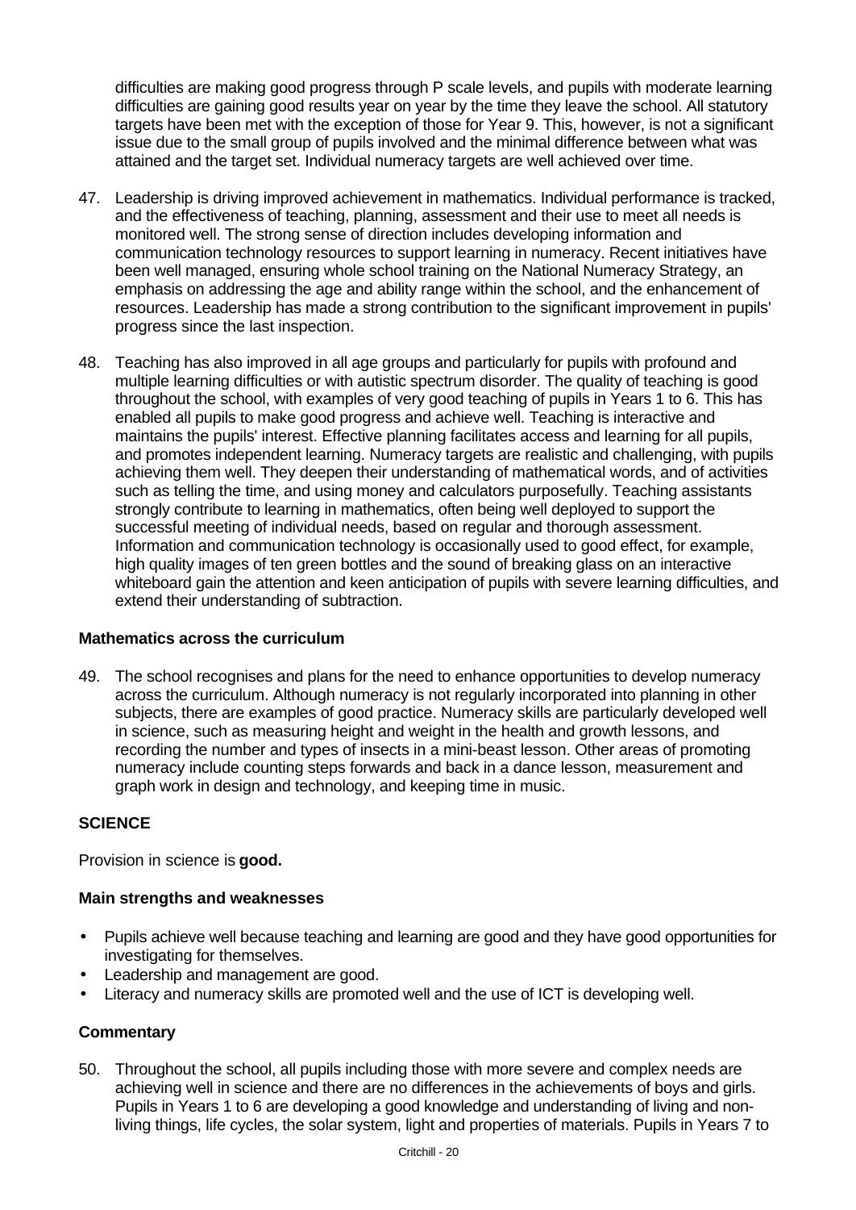difficulties are making good progress through P scale levels, and pupils with moderate learning difficulties are gaining good results year on year by the time they leave the school. All statutory targets have been met with the exception of those for Year 9. This, however, is not a significant issue due to the small group of pupils involved and the minimal difference between what was attained and the target set. Individual numeracy targets are well achieved over time.

47. Leadership is driving improved achievement in mathematics. Individual performance is tracked, and the effectiveness of teaching, planning, assessment and their use to meet all needs is monitored well. The strong sense of direction includes developing information and communication technology resources to support learning in numeracy. Recent initiatives have been well managed, ensuring whole school training on the National Numeracy Strategy, an emphasis on addressing the age and ability range within the school, and the enhancement of resources. Leadership has made a strong contribution to the significant improvement in pupils' progress since the last inspection.

48. Teaching has also improved in all age groups and particularly for pupils with profound and multiple learning difficulties or with autistic spectrum disorder. The quality of teaching is good throughout the school, with examples of very good teaching of pupils in Years 1 to 6. This has enabled all pupils to make good progress and achieve well. Teaching is interactive and maintains the pupils' interest. Effective planning facilitates access and learning for all pupils, and promotes independent learning. Numeracy targets are realistic and challenging, with pupils achieving them well. They deepen their understanding of mathematical words, and of activities such as telling the time, and using money and calculators purposefully. Teaching assistants strongly contribute to learning in mathematics, often being well deployed to support the successful meeting of individual needs, based on regular and thorough assessment. Information and communication technology is occasionally used to good effect, for example, high quality images of ten green bottles and the sound of breaking glass on an interactive whiteboard gain the attention and keen anticipation of pupils with severe learning difficulties, and extend their understanding of subtraction.

### Mathematics across the curriculum

49. The school recognises and plans for the need to enhance opportunities to develop numeracy across the curriculum. Although numeracy is not regularly incorporated into planning in other subjects, there are examples of good practice. Numeracy skills are particularly developed well in science, such as measuring height and weight in the health and growth lessons, and recording the number and types of insects in a mini-beast lesson. Other areas of promoting numeracy include counting steps forwards and back in a dance lesson, measurement and graph work in design and technology, and keeping time in music.

## SCIENCE

Provision in science is **good.**

### Main strengths and weaknesses

- Pupils achieve well because teaching and learning are good and they have good opportunities for investigating for themselves.
- Leadership and management are good.
- Literacy and numeracy skills are promoted well and the use of ICT is developing well.

### Commentary

50. Throughout the school, all pupils including those with more severe and complex needs are achieving well in science and there are no differences in the achievements of boys and girls. Pupils in Years 1 to 6 are developing a good knowledge and understanding of living and non-living things, life cycles, the solar system, light and properties of materials. Pupils in Years 7 to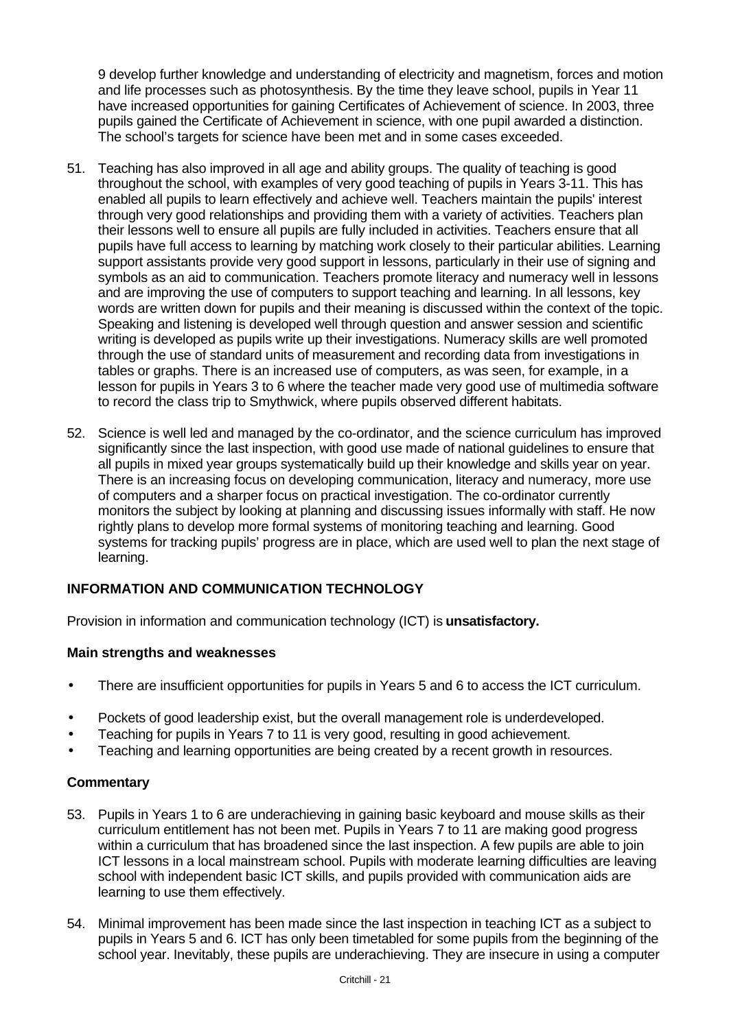9 develop further knowledge and understanding of electricity and magnetism, forces and motion and life processes such as photosynthesis. By the time they leave school, pupils in Year 11 have increased opportunities for gaining Certificates of Achievement of science. In 2003, three pupils gained the Certificate of Achievement in science, with one pupil awarded a distinction. The school's targets for science have been met and in some cases exceeded.

51. Teaching has also improved in all age and ability groups. The quality of teaching is good throughout the school, with examples of very good teaching of pupils in Years 3-11. This has enabled all pupils to learn effectively and achieve well. Teachers maintain the pupils' interest through very good relationships and providing them with a variety of activities. Teachers plan their lessons well to ensure all pupils are fully included in activities. Teachers ensure that all pupils have full access to learning by matching work closely to their particular abilities. Learning support assistants provide very good support in lessons, particularly in their use of signing and symbols as an aid to communication. Teachers promote literacy and numeracy well in lessons and are improving the use of computers to support teaching and learning. In all lessons, key words are written down for pupils and their meaning is discussed within the context of the topic. Speaking and listening is developed well through question and answer session and scientific writing is developed as pupils write up their investigations. Numeracy skills are well promoted through the use of standard units of measurement and recording data from investigations in tables or graphs. There is an increased use of computers, as was seen, for example, in a lesson for pupils in Years 3 to 6 where the teacher made very good use of multimedia software to record the class trip to Smythwick, where pupils observed different habitats.

52. Science is well led and managed by the co-ordinator, and the science curriculum has improved significantly since the last inspection, with good use made of national guidelines to ensure that all pupils in mixed year groups systematically build up their knowledge and skills year on year. There is an increasing focus on developing communication, literacy and numeracy, more use of computers and a sharper focus on practical investigation. The co-ordinator currently monitors the subject by looking at planning and discussing issues informally with staff. He now rightly plans to develop more formal systems of monitoring teaching and learning. Good systems for tracking pupils' progress are in place, which are used well to plan the next stage of learning.

## INFORMATION AND COMMUNICATION TECHNOLOGY

Provision in information and communication technology (ICT) is **unsatisfactory.**

### Main strengths and weaknesses

- There are insufficient opportunities for pupils in Years 5 and 6 to access the ICT curriculum.
- Pockets of good leadership exist, but the overall management role is underdeveloped.
- Teaching for pupils in Years 7 to 11 is very good, resulting in good achievement.
- Teaching and learning opportunities are being created by a recent growth in resources.

### Commentary

53. Pupils in Years 1 to 6 are underachieving in gaining basic keyboard and mouse skills as their curriculum entitlement has not been met. Pupils in Years 7 to 11 are making good progress within a curriculum that has broadened since the last inspection. A few pupils are able to join ICT lessons in a local mainstream school. Pupils with moderate learning difficulties are leaving school with independent basic ICT skills, and pupils provided with communication aids are learning to use them effectively.

54. Minimal improvement has been made since the last inspection in teaching ICT as a subject to pupils in Years 5 and 6. ICT has only been timetabled for some pupils from the beginning of the school year. Inevitably, these pupils are underachieving. They are insecure in using a computer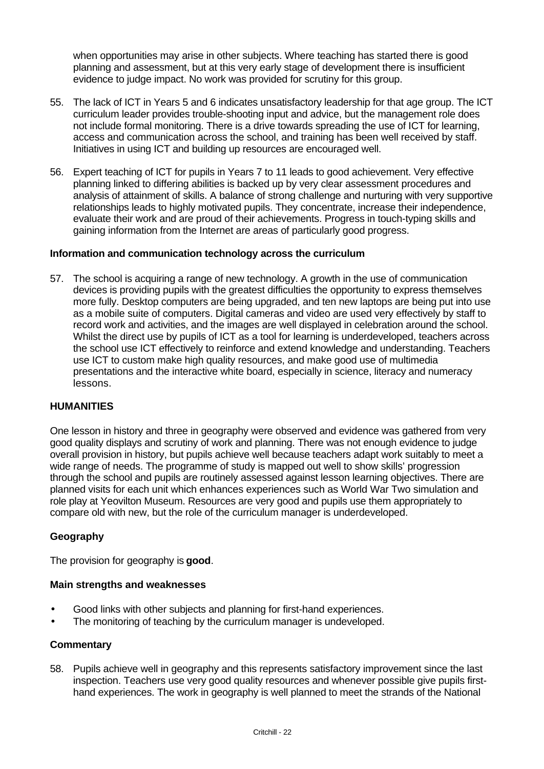when opportunities may arise in other subjects. Where teaching has started there is good planning and assessment, but at this very early stage of development there is insufficient evidence to judge impact. No work was provided for scrutiny for this group.

55. The lack of ICT in Years 5 and 6 indicates unsatisfactory leadership for that age group. The ICT curriculum leader provides trouble-shooting input and advice, but the management role does not include formal monitoring. There is a drive towards spreading the use of ICT for learning, access and communication across the school, and training has been well received by staff. Initiatives in using ICT and building up resources are encouraged well.

56. Expert teaching of ICT for pupils in Years 7 to 11 leads to good achievement. Very effective planning linked to differing abilities is backed up by very clear assessment procedures and analysis of attainment of skills. A balance of strong challenge and nurturing with very supportive relationships leads to highly motivated pupils. They concentrate, increase their independence, evaluate their work and are proud of their achievements. Progress in touch-typing skills and gaining information from the Internet are areas of particularly good progress.

**Information and communication technology across the curriculum**

57. The school is acquiring a range of new technology. A growth in the use of communication devices is providing pupils with the greatest difficulties the opportunity to express themselves more fully. Desktop computers are being upgraded, and ten new laptops are being put into use as a mobile suite of computers. Digital cameras and video are used very effectively by staff to record work and activities, and the images are well displayed in celebration around the school. Whilst the direct use by pupils of ICT as a tool for learning is underdeveloped, teachers across the school use ICT effectively to reinforce and extend knowledge and understanding. Teachers use ICT to custom make high quality resources, and make good use of multimedia presentations and the interactive white board, especially in science, literacy and numeracy lessons.

## HUMANITIES

One lesson in history and three in geography were observed and evidence was gathered from very good quality displays and scrutiny of work and planning. There was not enough evidence to judge overall provision in history, but pupils achieve well because teachers adapt work suitably to meet a wide range of needs. The programme of study is mapped out well to show skills' progression through the school and pupils are routinely assessed against lesson learning objectives. There are planned visits for each unit which enhances experiences such as World War Two simulation and role play at Yeovilton Museum. Resources are very good and pupils use them appropriately to compare old with new, but the role of the curriculum manager is underdeveloped.

### Geography

The provision for geography is **good**.

**Main strengths and weaknesses**

- Good links with other subjects and planning for first-hand experiences.
- The monitoring of teaching by the curriculum manager is undeveloped.

**Commentary**

58. Pupils achieve well in geography and this represents satisfactory improvement since the last inspection. Teachers use very good quality resources and whenever possible give pupils first-hand experiences. The work in geography is well planned to meet the strands of the National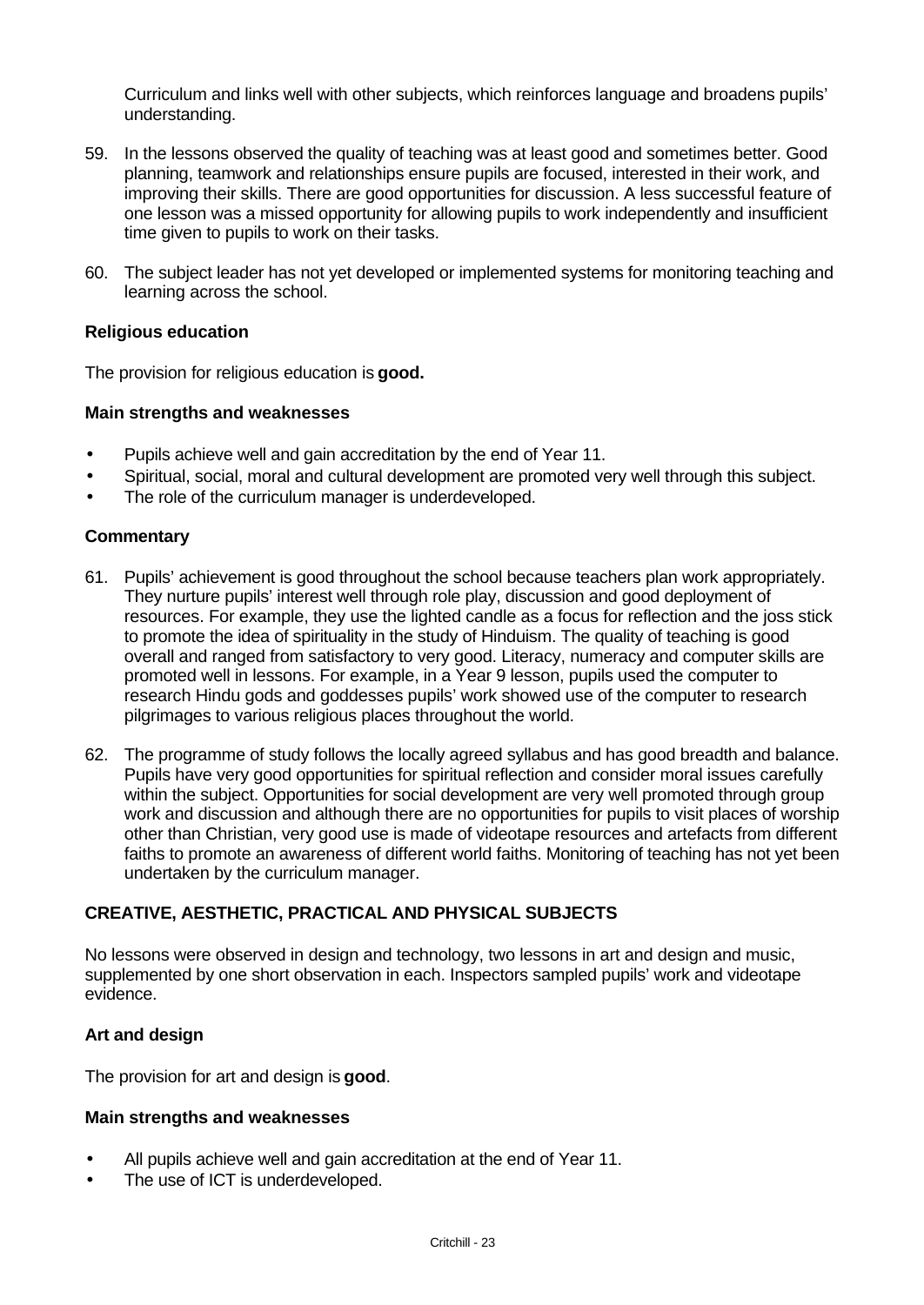Curriculum and links well with other subjects, which reinforces language and broadens pupils' understanding.

59. In the lessons observed the quality of teaching was at least good and sometimes better. Good planning, teamwork and relationships ensure pupils are focused, interested in their work, and improving their skills. There are good opportunities for discussion. A less successful feature of one lesson was a missed opportunity for allowing pupils to work independently and insufficient time given to pupils to work on their tasks.

60. The subject leader has not yet developed or implemented systems for monitoring teaching and learning across the school.

### Religious education

The provision for religious education is **good.**

#### Main strengths and weaknesses

- Pupils achieve well and gain accreditation by the end of Year 11.
- Spiritual, social, moral and cultural development are promoted very well through this subject.
- The role of the curriculum manager is underdeveloped.

#### Commentary

61. Pupils' achievement is good throughout the school because teachers plan work appropriately. They nurture pupils' interest well through role play, discussion and good deployment of resources. For example, they use the lighted candle as a focus for reflection and the joss stick to promote the idea of spirituality in the study of Hinduism. The quality of teaching is good overall and ranged from satisfactory to very good. Literacy, numeracy and computer skills are promoted well in lessons. For example, in a Year 9 lesson, pupils used the computer to research Hindu gods and goddesses pupils' work showed use of the computer to research pilgrimages to various religious places throughout the world.

62. The programme of study follows the locally agreed syllabus and has good breadth and balance. Pupils have very good opportunities for spiritual reflection and consider moral issues carefully within the subject. Opportunities for social development are very well promoted through group work and discussion and although there are no opportunities for pupils to visit places of worship other than Christian, very good use is made of videotape resources and artefacts from different faiths to promote an awareness of different world faiths. Monitoring of teaching has not yet been undertaken by the curriculum manager.

## CREATIVE, AESTHETIC, PRACTICAL AND PHYSICAL SUBJECTS

No lessons were observed in design and technology, two lessons in art and design and music, supplemented by one short observation in each. Inspectors sampled pupils' work and videotape evidence.

### Art and design

The provision for art and design is **good**.

#### Main strengths and weaknesses

- All pupils achieve well and gain accreditation at the end of Year 11.
- The use of ICT is underdeveloped.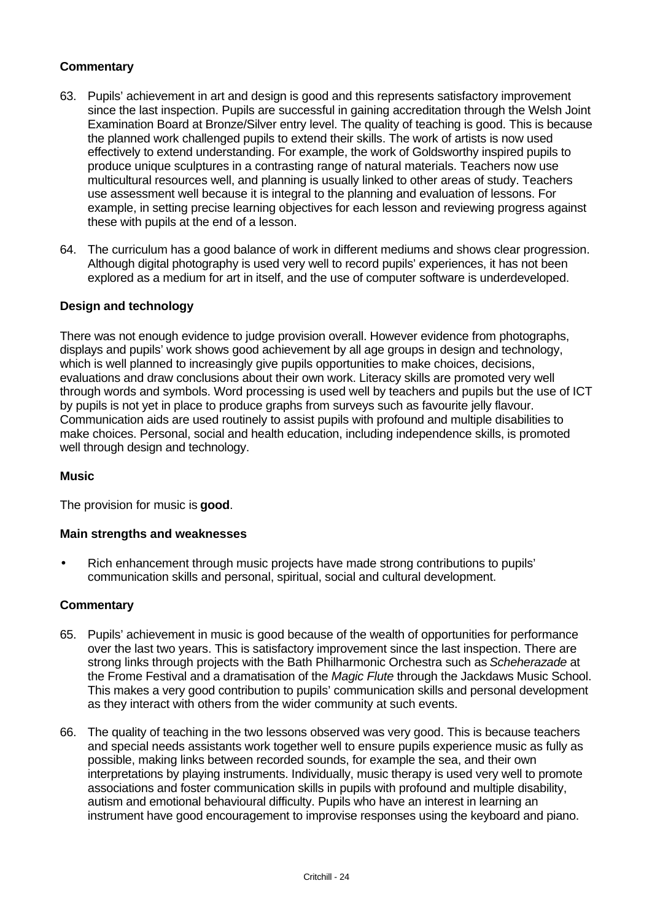### Commentary

63. Pupils' achievement in art and design is good and this represents satisfactory improvement since the last inspection. Pupils are successful in gaining accreditation through the Welsh Joint Examination Board at Bronze/Silver entry level. The quality of teaching is good. This is because the planned work challenged pupils to extend their skills. The work of artists is now used effectively to extend understanding. For example, the work of Goldsworthy inspired pupils to produce unique sculptures in a contrasting range of natural materials. Teachers now use multicultural resources well, and planning is usually linked to other areas of study. Teachers use assessment well because it is integral to the planning and evaluation of lessons. For example, in setting precise learning objectives for each lesson and reviewing progress against these with pupils at the end of a lesson.

64. The curriculum has a good balance of work in different mediums and shows clear progression. Although digital photography is used very well to record pupils' experiences, it has not been explored as a medium for art in itself, and the use of computer software is underdeveloped.

### Design and technology

There was not enough evidence to judge provision overall. However evidence from photographs, displays and pupils' work shows good achievement by all age groups in design and technology, which is well planned to increasingly give pupils opportunities to make choices, decisions, evaluations and draw conclusions about their own work. Literacy skills are promoted very well through words and symbols. Word processing is used well by teachers and pupils but the use of ICT by pupils is not yet in place to produce graphs from surveys such as favourite jelly flavour. Communication aids are used routinely to assist pupils with profound and multiple disabilities to make choices. Personal, social and health education, including independence skills, is promoted well through design and technology.

### Music

The provision for music is **good**.

#### Main strengths and weaknesses

- Rich enhancement through music projects have made strong contributions to pupils' communication skills and personal, spiritual, social and cultural development.

### Commentary

65. Pupils' achievement in music is good because of the wealth of opportunities for performance over the last two years. This is satisfactory improvement since the last inspection. There are strong links through projects with the Bath Philharmonic Orchestra such as *Scheherazade* at the Frome Festival and a dramatisation of the *Magic Flute* through the Jackdaws Music School. This makes a very good contribution to pupils' communication skills and personal development as they interact with others from the wider community at such events.

66. The quality of teaching in the two lessons observed was very good. This is because teachers and special needs assistants work together well to ensure pupils experience music as fully as possible, making links between recorded sounds, for example the sea, and their own interpretations by playing instruments. Individually, music therapy is used very well to promote associations and foster communication skills in pupils with profound and multiple disability, autism and emotional behavioural difficulty. Pupils who have an interest in learning an instrument have good encouragement to improvise responses using the keyboard and piano.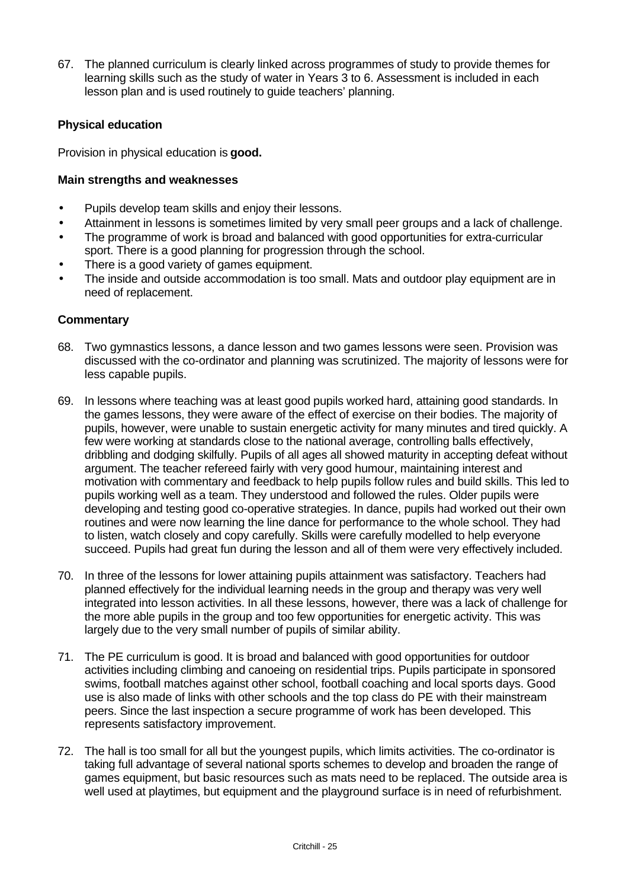67. The planned curriculum is clearly linked across programmes of study to provide themes for learning skills such as the study of water in Years 3 to 6. Assessment is included in each lesson plan and is used routinely to guide teachers' planning.

### Physical education

Provision in physical education is **good.**

#### Main strengths and weaknesses

- Pupils develop team skills and enjoy their lessons.
- Attainment in lessons is sometimes limited by very small peer groups and a lack of challenge.
- The programme of work is broad and balanced with good opportunities for extra-curricular sport. There is a good planning for progression through the school.
- There is a good variety of games equipment.
- The inside and outside accommodation is too small. Mats and outdoor play equipment are in need of replacement.

#### Commentary

68. Two gymnastics lessons, a dance lesson and two games lessons were seen. Provision was discussed with the co-ordinator and planning was scrutinized. The majority of lessons were for less capable pupils.

69. In lessons where teaching was at least good pupils worked hard, attaining good standards. In the games lessons, they were aware of the effect of exercise on their bodies. The majority of pupils, however, were unable to sustain energetic activity for many minutes and tired quickly. A few were working at standards close to the national average, controlling balls effectively, dribbling and dodging skilfully. Pupils of all ages all showed maturity in accepting defeat without argument. The teacher refereed fairly with very good humour, maintaining interest and motivation with commentary and feedback to help pupils follow rules and build skills. This led to pupils working well as a team. They understood and followed the rules. Older pupils were developing and testing good co-operative strategies. In dance, pupils had worked out their own routines and were now learning the line dance for performance to the whole school. They had to listen, watch closely and copy carefully. Skills were carefully modelled to help everyone succeed. Pupils had great fun during the lesson and all of them were very effectively included.

70. In three of the lessons for lower attaining pupils attainment was satisfactory. Teachers had planned effectively for the individual learning needs in the group and therapy was very well integrated into lesson activities. In all these lessons, however, there was a lack of challenge for the more able pupils in the group and too few opportunities for energetic activity. This was largely due to the very small number of pupils of similar ability.

71. The PE curriculum is good. It is broad and balanced with good opportunities for outdoor activities including climbing and canoeing on residential trips. Pupils participate in sponsored swims, football matches against other school, football coaching and local sports days. Good use is also made of links with other schools and the top class do PE with their mainstream peers. Since the last inspection a secure programme of work has been developed. This represents satisfactory improvement.

72. The hall is too small for all but the youngest pupils, which limits activities. The co-ordinator is taking full advantage of several national sports schemes to develop and broaden the range of games equipment, but basic resources such as mats need to be replaced. The outside area is well used at playtimes, but equipment and the playground surface is in need of refurbishment.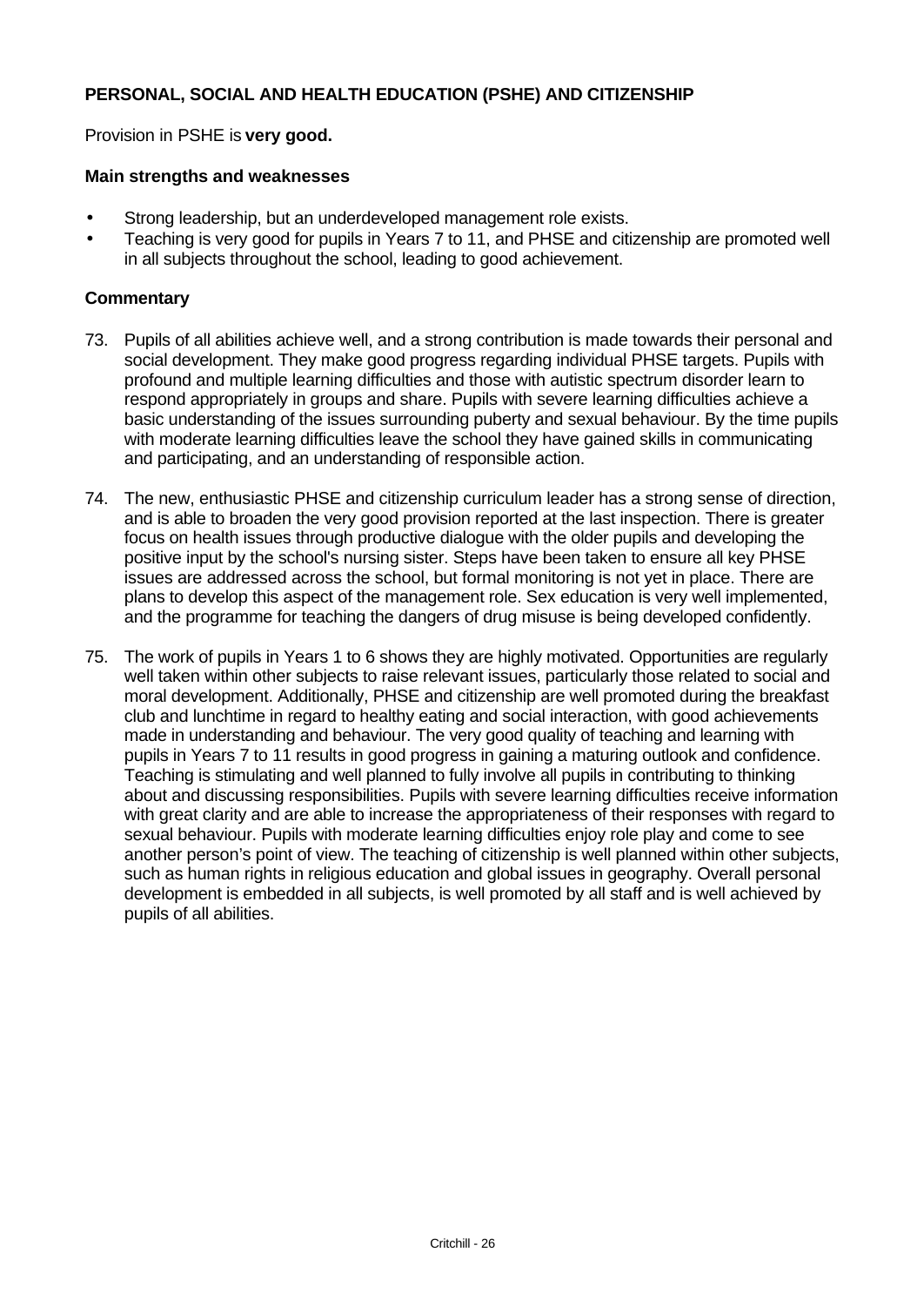**PERSONAL, SOCIAL AND HEALTH EDUCATION (PSHE) AND CITIZENSHIP**

Provision in PSHE is **very good.**

**Main strengths and weaknesses**

- Strong leadership, but an underdeveloped management role exists.
- Teaching is very good for pupils in Years 7 to 11, and PHSE and citizenship are promoted well in all subjects throughout the school, leading to good achievement.

**Commentary**

73. Pupils of all abilities achieve well, and a strong contribution is made towards their personal and social development. They make good progress regarding individual PHSE targets. Pupils with profound and multiple learning difficulties and those with autistic spectrum disorder learn to respond appropriately in groups and share. Pupils with severe learning difficulties achieve a basic understanding of the issues surrounding puberty and sexual behaviour. By the time pupils with moderate learning difficulties leave the school they have gained skills in communicating and participating, and an understanding of responsible action.

74. The new, enthusiastic PHSE and citizenship curriculum leader has a strong sense of direction, and is able to broaden the very good provision reported at the last inspection. There is greater focus on health issues through productive dialogue with the older pupils and developing the positive input by the school's nursing sister. Steps have been taken to ensure all key PHSE issues are addressed across the school, but formal monitoring is not yet in place. There are plans to develop this aspect of the management role. Sex education is very well implemented, and the programme for teaching the dangers of drug misuse is being developed confidently.

75. The work of pupils in Years 1 to 6 shows they are highly motivated. Opportunities are regularly well taken within other subjects to raise relevant issues, particularly those related to social and moral development. Additionally, PHSE and citizenship are well promoted during the breakfast club and lunchtime in regard to healthy eating and social interaction, with good achievements made in understanding and behaviour. The very good quality of teaching and learning with pupils in Years 7 to 11 results in good progress in gaining a maturing outlook and confidence. Teaching is stimulating and well planned to fully involve all pupils in contributing to thinking about and discussing responsibilities. Pupils with severe learning difficulties receive information with great clarity and are able to increase the appropriateness of their responses with regard to sexual behaviour. Pupils with moderate learning difficulties enjoy role play and come to see another person's point of view. The teaching of citizenship is well planned within other subjects, such as human rights in religious education and global issues in geography. Overall personal development is embedded in all subjects, is well promoted by all staff and is well achieved by pupils of all abilities.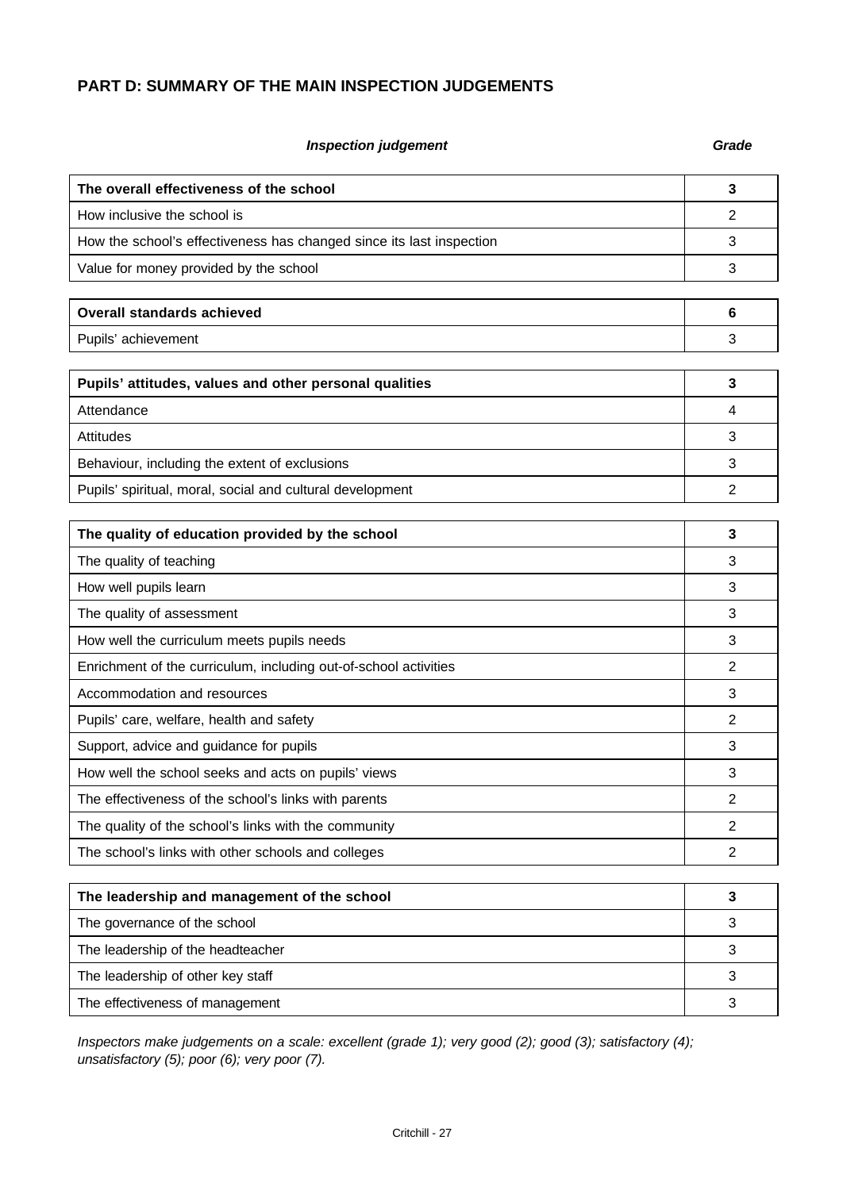## PART D: SUMMARY OF THE MAIN INSPECTION JUDGEMENTS

| ***Inspection judgement*** | ***Grade*** |
|---|---|
| **The overall effectiveness of the school** | **3** |
| How inclusive the school is | 2 |
| How the school's effectiveness has changed since its last inspection | 3 |
| Value for money provided by the school | 3 |
| **Overall standards achieved** | **6** |
| Pupils' achievement | 3 |
| **Pupils' attitudes, values and other personal qualities** | **3** |
| Attendance | 4 |
| Attitudes | 3 |
| Behaviour, including the extent of exclusions | 3 |
| Pupils' spiritual, moral, social and cultural development | 2 |
| **The quality of education provided by the school** | **3** |
| The quality of teaching | 3 |
| How well pupils learn | 3 |
| The quality of assessment | 3 |
| How well the curriculum meets pupils needs | 3 |
| Enrichment of the curriculum, including out-of-school activities | 2 |
| Accommodation and resources | 3 |
| Pupils' care, welfare, health and safety | 2 |
| Support, advice and guidance for pupils | 3 |
| How well the school seeks and acts on pupils' views | 3 |
| The effectiveness of the school's links with parents | 2 |
| The quality of the school's links with the community | 2 |
| The school's links with other schools and colleges | 2 |
| **The leadership and management of the school** | **3** |
| The governance of the school | 3 |
| The leadership of the headteacher | 3 |
| The leadership of other key staff | 3 |
| The effectiveness of management | 3 |

*Inspectors make judgements on a scale: excellent (grade 1); very good (2); good (3); satisfactory (4); unsatisfactory (5); poor (6); very poor (7).*